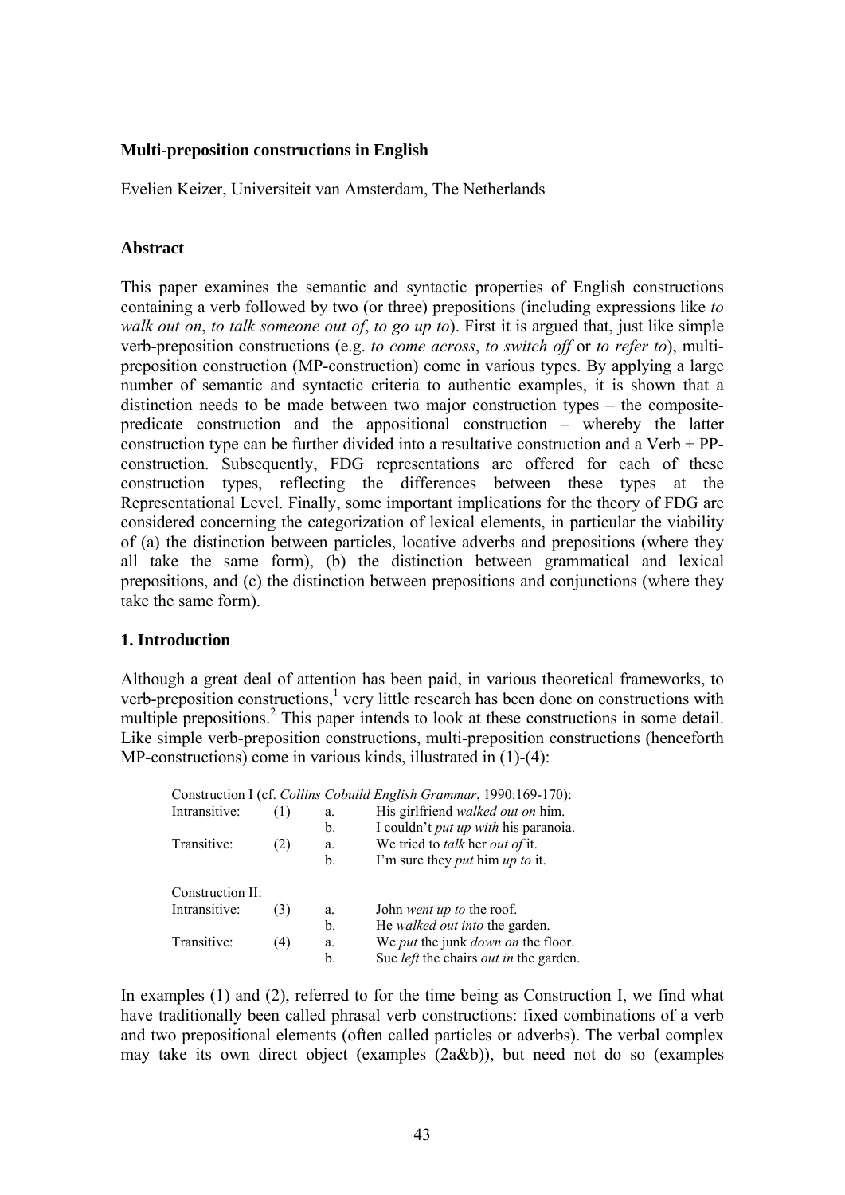# Multi-preposition constructions in English

Evelien Keizer, Universiteit van Amsterdam, The Netherlands

## Abstract

This paper examines the semantic and syntactic properties of English constructions containing a verb followed by two (or three) prepositions (including expressions like *to walk out on*, *to talk someone out of*, *to go up to*). First it is argued that, just like simple verb-preposition constructions (e.g. *to come across*, *to switch off* or *to refer to*), multi-preposition construction (MP-construction) come in various types. By applying a large number of semantic and syntactic criteria to authentic examples, it is shown that a distinction needs to be made between two major construction types – the composite-predicate construction and the appositional construction – whereby the latter construction type can be further divided into a resultative construction and a Verb + PP-construction. Subsequently, FDG representations are offered for each of these construction types, reflecting the differences between these types at the Representational Level. Finally, some important implications for the theory of FDG are considered concerning the categorization of lexical elements, in particular the viability of (a) the distinction between particles, locative adverbs and prepositions (where they all take the same form), (b) the distinction between grammatical and lexical prepositions, and (c) the distinction between prepositions and conjunctions (where they take the same form).

## 1. Introduction

Although a great deal of attention has been paid, in various theoretical frameworks, to verb-preposition constructions,[1] very little research has been done on constructions with multiple prepositions.[2] This paper intends to look at these constructions in some detail. Like simple verb-preposition constructions, multi-preposition constructions (henceforth MP-constructions) come in various kinds, illustrated in (1)-(4):

Construction I (cf. *Collins Cobuild English Grammar*, 1990:169-170):

| | | | |
|---|---|---|---|
| Intransitive: | (1) | a. | His girlfriend *walked out on* him. |
| | | b. | I couldn't *put up with* his paranoia. |
| Transitive: | (2) | a. | We tried to *talk* her *out of* it. |
| | | b. | I'm sure they *put* him *up to* it. |

Construction II:

| | | | |
|---|---|---|---|
| Intransitive: | (3) | a. | John *went up to* the roof. |
| | | b. | He *walked out into* the garden. |
| Transitive: | (4) | a. | We *put* the junk *down on* the floor. |
| | | b. | Sue *left* the chairs *out in* the garden. |

In examples (1) and (2), referred to for the time being as Construction I, we find what have traditionally been called phrasal verb constructions: fixed combinations of a verb and two prepositional elements (often called particles or adverbs). The verbal complex may take its own direct object (examples (2a&b)), but need not do so (examples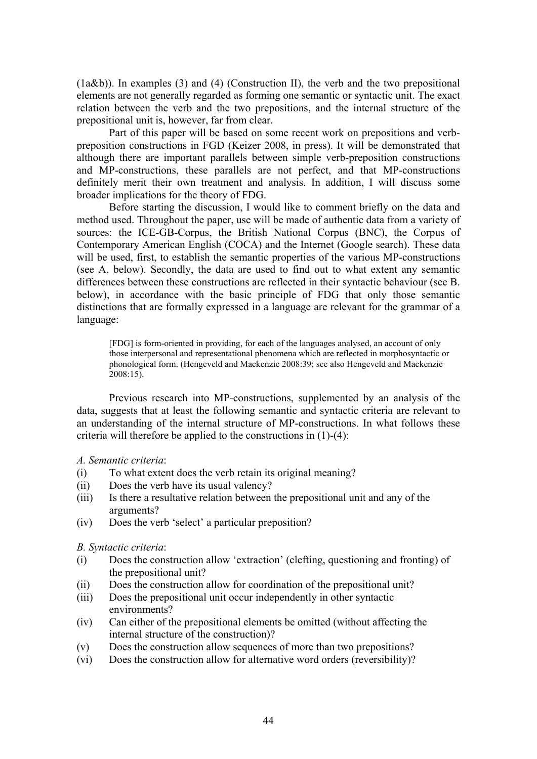(1a&b)). In examples (3) and (4) (Construction II), the verb and the two prepositional elements are not generally regarded as forming one semantic or syntactic unit. The exact relation between the verb and the two prepositions, and the internal structure of the prepositional unit is, however, far from clear.

Part of this paper will be based on some recent work on prepositions and verb-preposition constructions in FGD (Keizer 2008, in press). It will be demonstrated that although there are important parallels between simple verb-preposition constructions and MP-constructions, these parallels are not perfect, and that MP-constructions definitely merit their own treatment and analysis. In addition, I will discuss some broader implications for the theory of FDG.

Before starting the discussion, I would like to comment briefly on the data and method used. Throughout the paper, use will be made of authentic data from a variety of sources: the ICE-GB-Corpus, the British National Corpus (BNC), the Corpus of Contemporary American English (COCA) and the Internet (Google search). These data will be used, first, to establish the semantic properties of the various MP-constructions (see A. below). Secondly, the data are used to find out to what extent any semantic differences between these constructions are reflected in their syntactic behaviour (see B. below), in accordance with the basic principle of FDG that only those semantic distinctions that are formally expressed in a language are relevant for the grammar of a language:

> [FDG] is form-oriented in providing, for each of the languages analysed, an account of only those interpersonal and representational phenomena which are reflected in morphosyntactic or phonological form. (Hengeveld and Mackenzie 2008:39; see also Hengeveld and Mackenzie 2008:15).

Previous research into MP-constructions, supplemented by an analysis of the data, suggests that at least the following semantic and syntactic criteria are relevant to an understanding of the internal structure of MP-constructions. In what follows these criteria will therefore be applied to the constructions in (1)-(4):

*A. Semantic criteria*:

(i) To what extent does the verb retain its original meaning?
(ii) Does the verb have its usual valency?
(iii) Is there a resultative relation between the prepositional unit and any of the arguments?
(iv) Does the verb 'select' a particular preposition?

*B. Syntactic criteria*:

(i) Does the construction allow 'extraction' (clefting, questioning and fronting) of the prepositional unit?
(ii) Does the construction allow for coordination of the prepositional unit?
(iii) Does the prepositional unit occur independently in other syntactic environments?
(iv) Can either of the prepositional elements be omitted (without affecting the internal structure of the construction)?
(v) Does the construction allow sequences of more than two prepositions?
(vi) Does the construction allow for alternative word orders (reversibility)?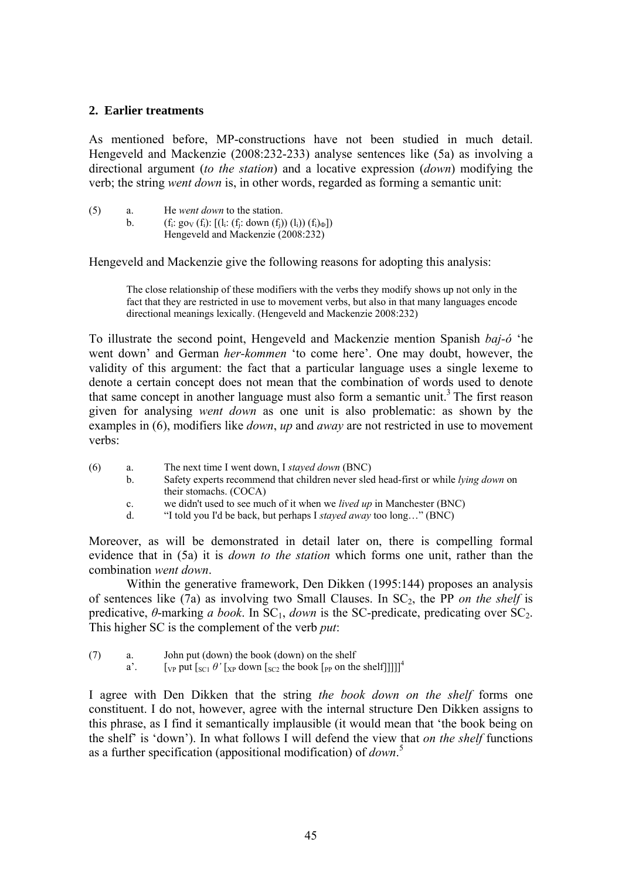## 2. Earlier treatments

As mentioned before, MP-constructions have not been studied in much detail. Hengeveld and Mackenzie (2008:232-233) analyse sentences like (5a) as involving a directional argument (*to the station*) and a locative expression (*down*) modifying the verb; the string *went down* is, in other words, regarded as forming a semantic unit:

(5) a. He *went down* to the station.
   b. ($f_i$: $go_V$ ($f_i$): [($l_i$: ($f_j$: down ($f_j$)) ($l_i$)) ($f_i$)$_\Phi$])
   Hengeveld and Mackenzie (2008:232)

Hengeveld and Mackenzie give the following reasons for adopting this analysis:

> The close relationship of these modifiers with the verbs they modify shows up not only in the fact that they are restricted in use to movement verbs, but also in that many languages encode directional meanings lexically. (Hengeveld and Mackenzie 2008:232)

To illustrate the second point, Hengeveld and Mackenzie mention Spanish *baj-ó* 'he went down' and German *her-kommen* 'to come here'. One may doubt, however, the validity of this argument: the fact that a particular language uses a single lexeme to denote a certain concept does not mean that the combination of words used to denote that same concept in another language must also form a semantic unit.[3] The first reason given for analysing *went down* as one unit is also problematic: as shown by the examples in (6), modifiers like *down*, *up* and *away* are not restricted in use to movement verbs:

(6) a. The next time I went down, I *stayed down* (BNC)
   b. Safety experts recommend that children never sled head-first or while *lying down* on their stomachs. (COCA)
   c. we didn't used to see much of it when we *lived up* in Manchester (BNC)
   d. "I told you I'd be back, but perhaps I *stayed away* too long…" (BNC)

Moreover, as will be demonstrated in detail later on, there is compelling formal evidence that in (5a) it is *down to the station* which forms one unit, rather than the combination *went down*.

Within the generative framework, Den Dikken (1995:144) proposes an analysis of sentences like (7a) as involving two Small Clauses. In $SC_2$, the PP *on the shelf* is predicative, *θ*-marking *a book*. In $SC_1$, *down* is the SC-predicate, predicating over $SC_2$. This higher SC is the complement of the verb *put*:

(7) a. John put (down) the book (down) on the shelf
   a'. [$_{VP}$ put [$_{SC1}$ *θ'* [$_{XP}$ down [$_{SC2}$ the book [$_{PP}$ on the shelf]]]]][4]

I agree with Den Dikken that the string *the book down on the shelf* forms one constituent. I do not, however, agree with the internal structure Den Dikken assigns to this phrase, as I find it semantically implausible (it would mean that 'the book being on the shelf' is 'down'). In what follows I will defend the view that *on the shelf* functions as a further specification (appositional modification) of *down*.[5]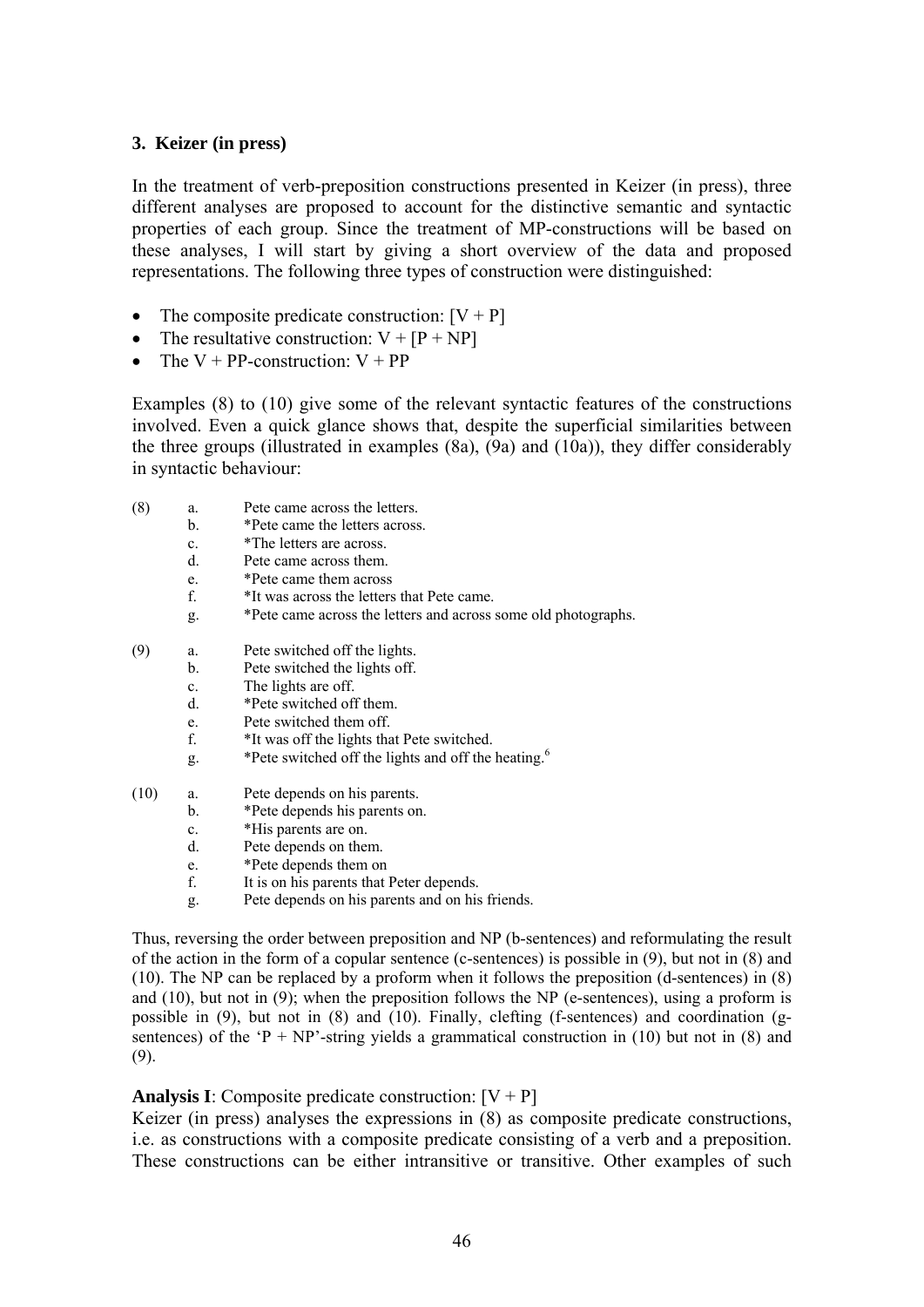### 3. Keizer (in press)

In the treatment of verb-preposition constructions presented in Keizer (in press), three different analyses are proposed to account for the distinctive semantic and syntactic properties of each group. Since the treatment of MP-constructions will be based on these analyses, I will start by giving a short overview of the data and proposed representations. The following three types of construction were distinguished:

- The composite predicate construction: [V + P]
- The resultative construction: V + [P + NP]
- The V + PP-construction: V + PP

Examples (8) to (10) give some of the relevant syntactic features of the constructions involved. Even a quick glance shows that, despite the superficial similarities between the three groups (illustrated in examples (8a), (9a) and (10a)), they differ considerably in syntactic behaviour:

(8)
- a. Pete came across the letters.
- b. *Pete came the letters across.
- c. *The letters are across.
- d. Pete came across them.
- e. *Pete came them across
- f. *It was across the letters that Pete came.
- g. *Pete came across the letters and across some old photographs.

(9)
- a. Pete switched off the lights.
- b. Pete switched the lights off.
- c. The lights are off.
- d. *Pete switched off them.
- e. Pete switched them off.
- f. *It was off the lights that Pete switched.
- g. *Pete switched off the lights and off the heating.[6]

(10)
- a. Pete depends on his parents.
- b. *Pete depends his parents on.
- c. *His parents are on.
- d. Pete depends on them.
- e. *Pete depends them on
- f. It is on his parents that Peter depends.
- g. Pete depends on his parents and on his friends.

Thus, reversing the order between preposition and NP (b-sentences) and reformulating the result of the action in the form of a copular sentence (c-sentences) is possible in (9), but not in (8) and (10). The NP can be replaced by a proform when it follows the preposition (d-sentences) in (8) and (10), but not in (9); when the preposition follows the NP (e-sentences), using a proform is possible in (9), but not in (8) and (10). Finally, clefting (f-sentences) and coordination (g-sentences) of the 'P + NP'-string yields a grammatical construction in (10) but not in (8) and (9).

**Analysis I**: Composite predicate construction: [V + P]
Keizer (in press) analyses the expressions in (8) as composite predicate constructions, i.e. as constructions with a composite predicate consisting of a verb and a preposition. These constructions can be either intransitive or transitive. Other examples of such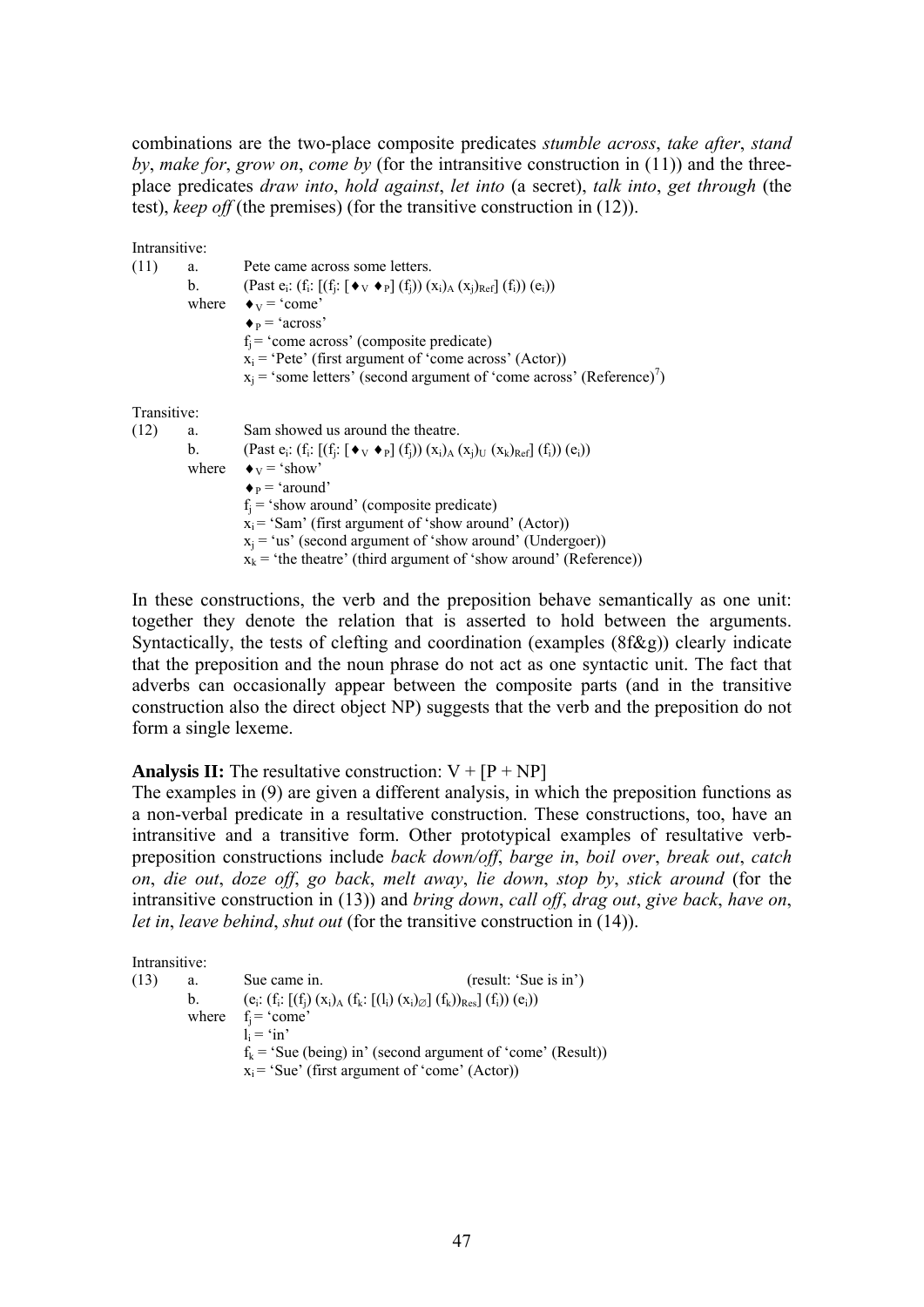combinations are the two-place composite predicates *stumble across*, *take after*, *stand by*, *make for*, *grow on*, *come by* (for the intransitive construction in (11)) and the three-place predicates *draw into*, *hold against*, *let into* (a secret), *talk into*, *get through* (the test), *keep off* (the premises) (for the transitive construction in (12)).

Intransitive:

(11) a. Pete came across some letters.

b. (Past $e_i$: ($f_i$: [($f_j$: [♦$_V$ ♦$_P$] ($f_j$)) $(x_i)_A$ $(x_j)_{Ref}$] ($f_i$)) ($e_i$))

where ♦$_V$ = 'come'

♦$_P$ = 'across'

$f_j$ = 'come across' (composite predicate)

$x_i$ = 'Pete' (first argument of 'come across' (Actor))

$x_j$ = 'some letters' (second argument of 'come across' (Reference)[7])

Transitive:

(12) a. Sam showed us around the theatre.

b. (Past $e_i$: ($f_i$: [($f_j$: [♦$_V$ ♦$_P$] ($f_j$)) $(x_i)_A$ $(x_j)_U$ $(x_k)_{Ref}$] ($f_i$)) ($e_i$))

where ♦$_V$ = 'show'

♦$_P$ = 'around'

$f_j$ = 'show around' (composite predicate)

$x_i$ = 'Sam' (first argument of 'show around' (Actor))

$x_j$ = 'us' (second argument of 'show around' (Undergoer))

$x_k$ = 'the theatre' (third argument of 'show around' (Reference))

In these constructions, the verb and the preposition behave semantically as one unit: together they denote the relation that is asserted to hold between the arguments. Syntactically, the tests of clefting and coordination (examples (8f&g)) clearly indicate that the preposition and the noun phrase do not act as one syntactic unit. The fact that adverbs can occasionally appear between the composite parts (and in the transitive construction also the direct object NP) suggests that the verb and the preposition do not form a single lexeme.

**Analysis II:** The resultative construction: V + [P + NP]

The examples in (9) are given a different analysis, in which the preposition functions as a non-verbal predicate in a resultative construction. These constructions, too, have an intransitive and a transitive form. Other prototypical examples of resultative verb-preposition constructions include *back down/off*, *barge in*, *boil over*, *break out*, *catch on*, *die out*, *doze off*, *go back*, *melt away*, *lie down*, *stop by*, *stick around* (for the intransitive construction in (13)) and *bring down*, *call off*, *drag out*, *give back*, *have on*, *let in*, *leave behind*, *shut out* (for the transitive construction in (14)).

Intransitive:

(13) a. Sue came in. (result: 'Sue is in')

b. ($e_i$: ($f_i$: [($f_j$) $(x_i)_A$ ($f_k$: [($l_i$) $(x_i)_\varnothing$] ($f_k$))$_{Res}$] ($f_i$)) ($e_i$))

where $f_j$ = 'come'

$l_i$ = 'in'

$f_k$ = 'Sue (being) in' (second argument of 'come' (Result))

$x_i$ = 'Sue' (first argument of 'come' (Actor))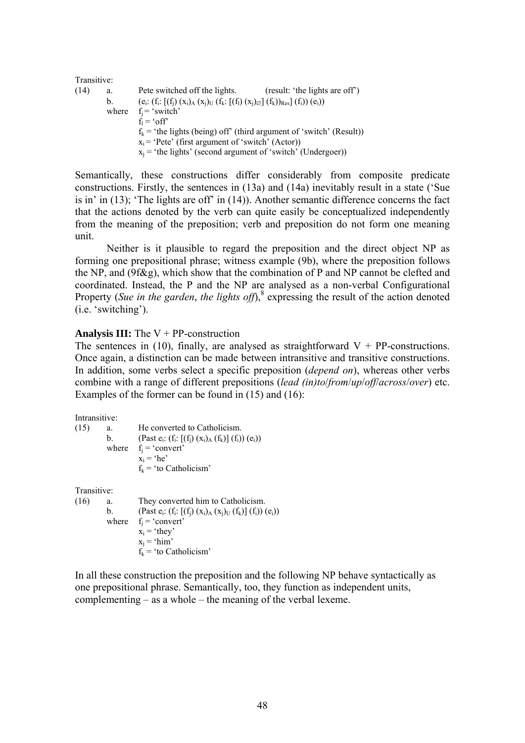Transitive:

(14) a. Pete switched off the lights. (result: 'the lights are off')

b. $(e_i: (f_i: [(f_j) (x_i)_A (x_j)_U (f_k: [(f_l) (x_j)_{\varnothing}] (f_k))_{Res}] (f_i)) (e_i))$

where $f_j$ = 'switch'

$f_l$ = 'off'

$f_k$ = 'the lights (being) off' (third argument of 'switch' (Result))

$x_i$ = 'Pete' (first argument of 'switch' (Actor))

$x_j$ = 'the lights' (second argument of 'switch' (Undergoer))

Semantically, these constructions differ considerably from composite predicate constructions. Firstly, the sentences in (13a) and (14a) inevitably result in a state ('Sue is in' in (13); 'The lights are off' in (14)). Another semantic difference concerns the fact that the actions denoted by the verb can quite easily be conceptualized independently from the meaning of the preposition; verb and preposition do not form one meaning unit.

Neither is it plausible to regard the preposition and the direct object NP as forming one prepositional phrase; witness example (9b), where the preposition follows the NP, and (9f&g), which show that the combination of P and NP cannot be clefted and coordinated. Instead, the P and the NP are analysed as a non-verbal Configurational Property (*Sue in the garden*, *the lights off*),[8] expressing the result of the action denoted (i.e. 'switching').

**Analysis III:** The V + PP-construction

The sentences in (10), finally, are analysed as straightforward V + PP-constructions. Once again, a distinction can be made between intransitive and transitive constructions. In addition, some verbs select a specific preposition (*depend on*), whereas other verbs combine with a range of different prepositions (*lead (in)to*/*from*/*up*/*off*/*across*/*over*) etc. Examples of the former can be found in (15) and (16):

Intransitive:

(15) a. He converted to Catholicism.

b. $(\text{Past } e_i: (f_i: [(f_j) (x_i)_A (f_k)] (f_i)) (e_i))$

where $f_j$ = 'convert'

$x_i$ = 'he'

$f_k$ = 'to Catholicism'

Transitive:

(16) a. They converted him to Catholicism.

b. $(\text{Past } e_i: (f_i: [(f_j) (x_i)_A (x_j)_U (f_k)] (f_i)) (e_i))$

where $f_j$ = 'convert'

$x_i$ = 'they'

$x_j$ = 'him'

$f_k$ = 'to Catholicism'

In all these construction the preposition and the following NP behave syntactically as one prepositional phrase. Semantically, too, they function as independent units, complementing – as a whole – the meaning of the verbal lexeme.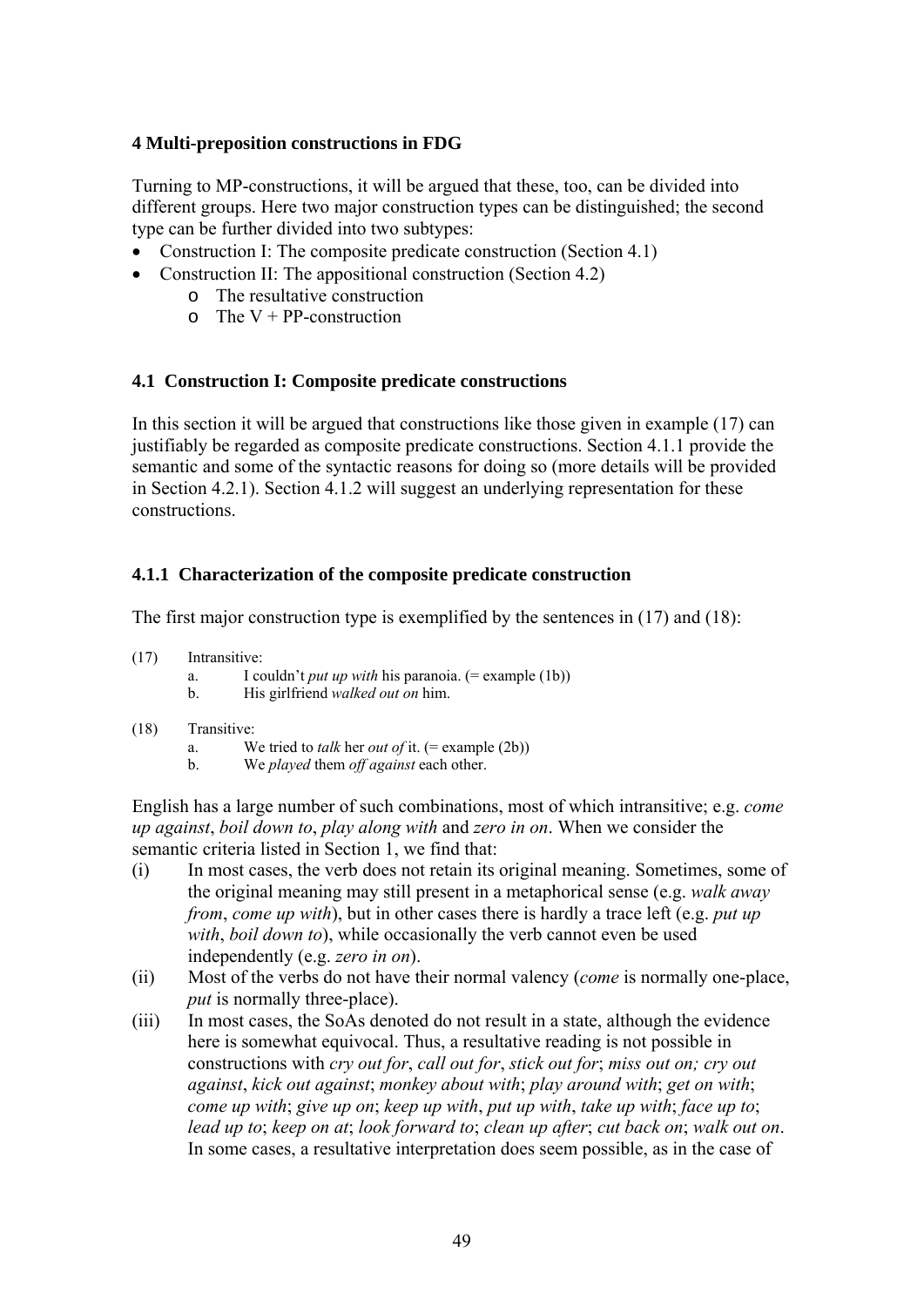## 4 Multi-preposition constructions in FDG

Turning to MP-constructions, it will be argued that these, too, can be divided into different groups. Here two major construction types can be distinguished; the second type can be further divided into two subtypes:

- Construction I: The composite predicate construction (Section 4.1)
- Construction II: The appositional construction (Section 4.2)
    - The resultative construction
    - The V + PP-construction

### 4.1 Construction I: Composite predicate constructions

In this section it will be argued that constructions like those given in example (17) can justifiably be regarded as composite predicate constructions. Section 4.1.1 provide the semantic and some of the syntactic reasons for doing so (more details will be provided in Section 4.2.1). Section 4.1.2 will suggest an underlying representation for these constructions.

#### 4.1.1 Characterization of the composite predicate construction

The first major construction type is exemplified by the sentences in (17) and (18):

(17) Intransitive:
  a. I couldn't *put up with* his paranoia. (= example (1b))
  b. His girlfriend *walked out on* him.

(18) Transitive:
  a. We tried to *talk* her *out of* it. (= example (2b))
  b. We *played* them *off against* each other.

English has a large number of such combinations, most of which intransitive; e.g. *come up against*, *boil down to*, *play along with* and *zero in on*. When we consider the semantic criteria listed in Section 1, we find that:

(i) In most cases, the verb does not retain its original meaning. Sometimes, some of the original meaning may still present in a metaphorical sense (e.g. *walk away from*, *come up with*), but in other cases there is hardly a trace left (e.g. *put up with*, *boil down to*), while occasionally the verb cannot even be used independently (e.g. *zero in on*).

(ii) Most of the verbs do not have their normal valency (*come* is normally one-place, *put* is normally three-place).

(iii) In most cases, the SoAs denoted do not result in a state, although the evidence here is somewhat equivocal. Thus, a resultative reading is not possible in constructions with *cry out for*, *call out for*, *stick out for*; *miss out on; cry out against*, *kick out against*; *monkey about with*; *play around with*; *get on with*; *come up with*; *give up on*; *keep up with*, *put up with*, *take up with*; *face up to*; *lead up to*; *keep on at*; *look forward to*; *clean up after*; *cut back on*; *walk out on*. In some cases, a resultative interpretation does seem possible, as in the case of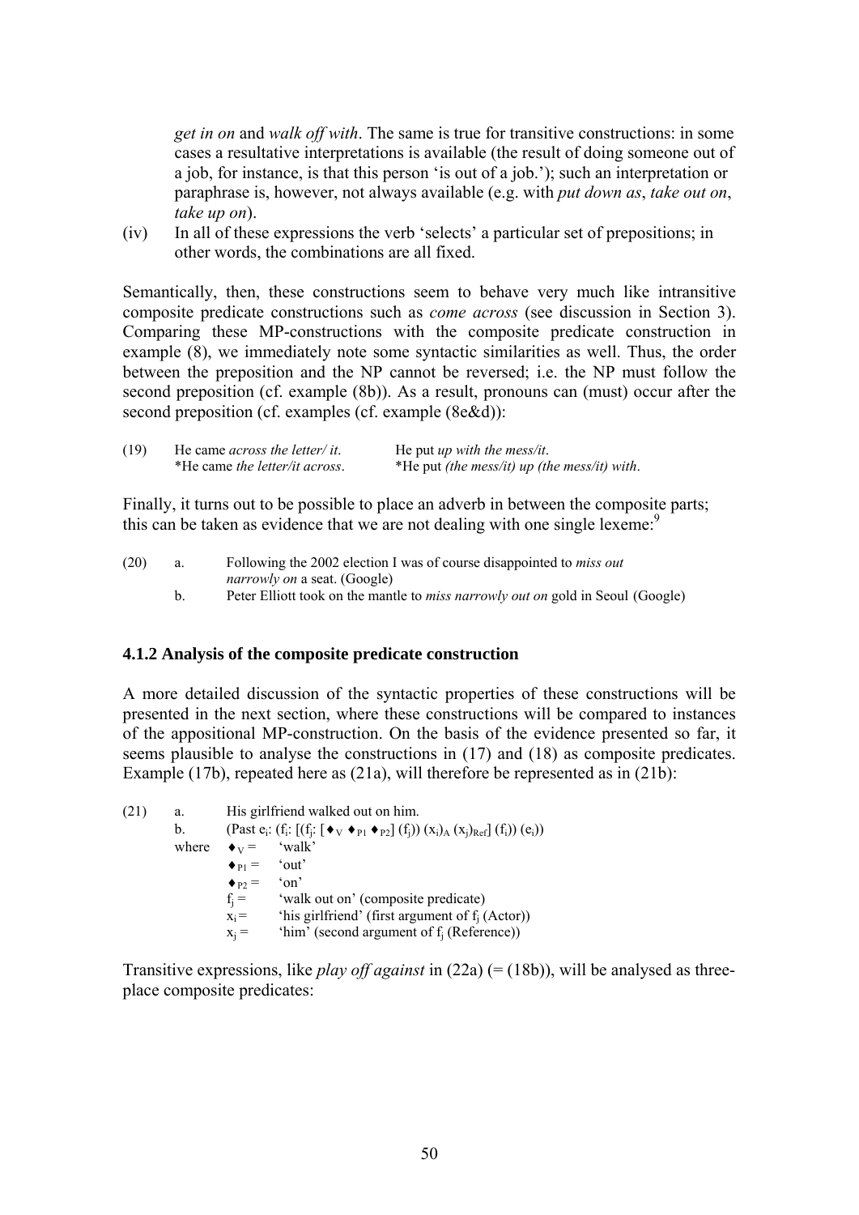*get in on* and *walk off with*. The same is true for transitive constructions: in some cases a resultative interpretations is available (the result of doing someone out of a job, for instance, is that this person 'is out of a job.'); such an interpretation or paraphrase is, however, not always available (e.g. with *put down as*, *take out on*, *take up on*).

(iv) In all of these expressions the verb 'selects' a particular set of prepositions; in other words, the combinations are all fixed.

Semantically, then, these constructions seem to behave very much like intransitive composite predicate constructions such as *come across* (see discussion in Section 3). Comparing these MP-constructions with the composite predicate construction in example (8), we immediately note some syntactic similarities as well. Thus, the order between the preposition and the NP cannot be reversed; i.e. the NP must follow the second preposition (cf. example (8b)). As a result, pronouns can (must) occur after the second preposition (cf. examples (cf. example (8e&d)):

(19) He came *across the letter/ it*. He put *up with the mess/it*.
*He came *the letter/it across*. *He put *(the mess/it) up (the mess/it) with*.

Finally, it turns out to be possible to place an adverb in between the composite parts; this can be taken as evidence that we are not dealing with one single lexeme:[9]

(20) a. Following the 2002 election I was of course disappointed to *miss out narrowly on* a seat. (Google)
b. Peter Elliott took on the mantle to *miss narrowly out on* gold in Seoul (Google)

### 4.1.2 Analysis of the composite predicate construction

A more detailed discussion of the syntactic properties of these constructions will be presented in the next section, where these constructions will be compared to instances of the appositional MP-construction. On the basis of the evidence presented so far, it seems plausible to analyse the constructions in (17) and (18) as composite predicates. Example (17b), repeated here as (21a), will therefore be represented as in (21b):

(21) a. His girlfriend walked out on him.
b. (Past $e_i$: ($f_i$: [($f_j$: [$♦_V$ $♦_{P1}$ $♦_{P2}$] ($f_j$)) $(x_i)_A$ $(x_j)_{Ref}$] ($f_i$)) ($e_i$))
where $♦_V$ = 'walk'
$♦_{P1}$ = 'out'
$♦_{P2}$ = 'on'
$f_j$ = 'walk out on' (composite predicate)
$x_i$ = 'his girlfriend' (first argument of $f_j$ (Actor))
$x_j$ = 'him' (second argument of $f_j$ (Reference))

Transitive expressions, like *play off against* in (22a) (= (18b)), will be analysed as three-place composite predicates: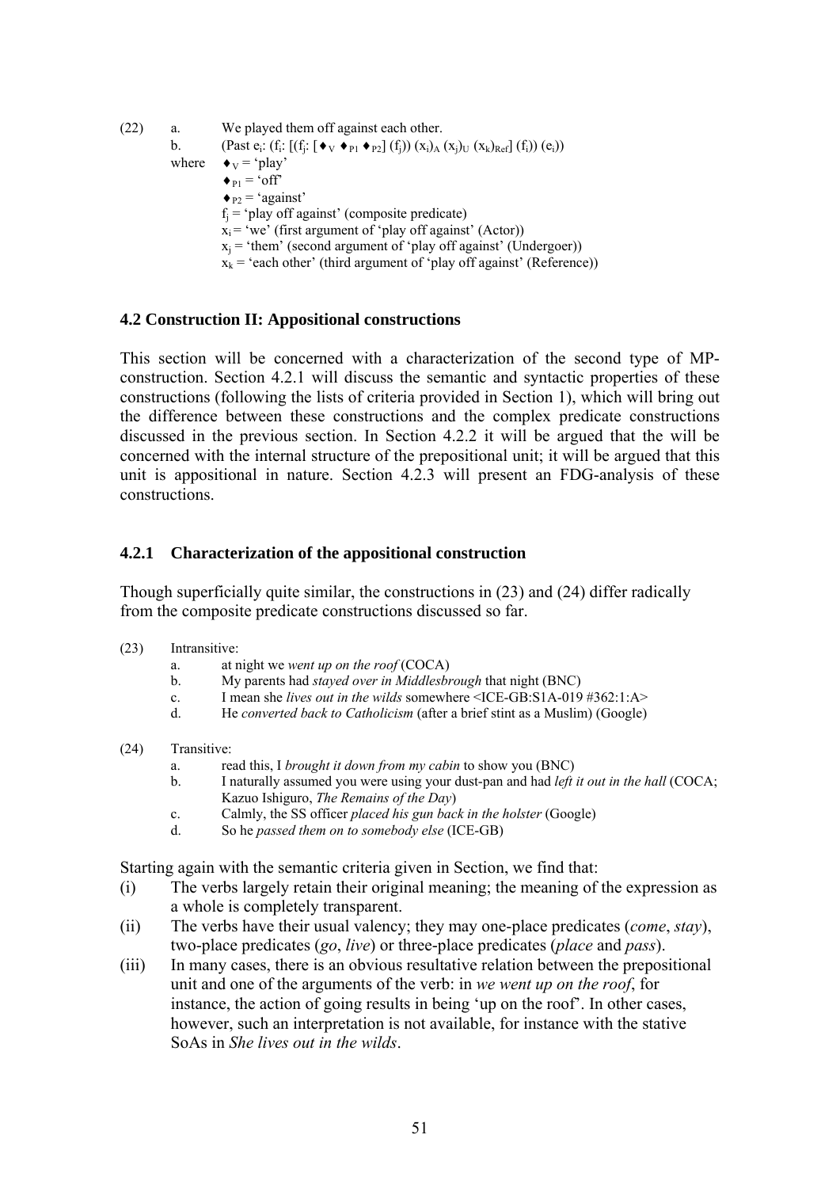(22) a. We played them off against each other.

b. (Past $e_i$: ($f_i$: [($f_j$: [♦$_V$ ♦$_{P1}$ ♦$_{P2}$] ($f_j$)) $(x_i)_A$ $(x_j)_U$ $(x_k)_{Ref}$] ($f_i$)) ($e_i$))

where ♦$_V$ = 'play'

♦$_{P1}$ = 'off'

♦$_{P2}$ = 'against'

$f_j$ = 'play off against' (composite predicate)

$x_i$ = 'we' (first argument of 'play off against' (Actor))

$x_j$ = 'them' (second argument of 'play off against' (Undergoer))

$x_k$ = 'each other' (third argument of 'play off against' (Reference))

## 4.2 Construction II: Appositional constructions

This section will be concerned with a characterization of the second type of MP-construction. Section 4.2.1 will discuss the semantic and syntactic properties of these constructions (following the lists of criteria provided in Section 1), which will bring out the difference between these constructions and the complex predicate constructions discussed in the previous section. In Section 4.2.2 it will be argued that the will be concerned with the internal structure of the prepositional unit; it will be argued that this unit is appositional in nature. Section 4.2.3 will present an FDG-analysis of these constructions.

### 4.2.1 Characterization of the appositional construction

Though superficially quite similar, the constructions in (23) and (24) differ radically from the composite predicate constructions discussed so far.

(23) Intransitive:

a. at night we *went up on the roof* (COCA)

b. My parents had *stayed over in Middlesbrough* that night (BNC)

c. I mean she *lives out in the wilds* somewhere <ICE-GB:S1A-019 #362:1:A>

d. He *converted back to Catholicism* (after a brief stint as a Muslim) (Google)

(24) Transitive:

a. read this, I *brought it down from my cabin* to show you (BNC)

b. I naturally assumed you were using your dust-pan and had *left it out in the hall* (COCA; Kazuo Ishiguro, *The Remains of the Day*)

c. Calmly, the SS officer *placed his gun back in the holster* (Google)

d. So he *passed them on to somebody else* (ICE-GB)

Starting again with the semantic criteria given in Section, we find that:

(i) The verbs largely retain their original meaning; the meaning of the expression as a whole is completely transparent.

(ii) The verbs have their usual valency; they may one-place predicates (*come*, *stay*), two-place predicates (*go*, *live*) or three-place predicates (*place* and *pass*).

(iii) In many cases, there is an obvious resultative relation between the prepositional unit and one of the arguments of the verb: in *we went up on the roof*, for instance, the action of going results in being 'up on the roof'. In other cases, however, such an interpretation is not available, for instance with the stative SoAs in *She lives out in the wilds*.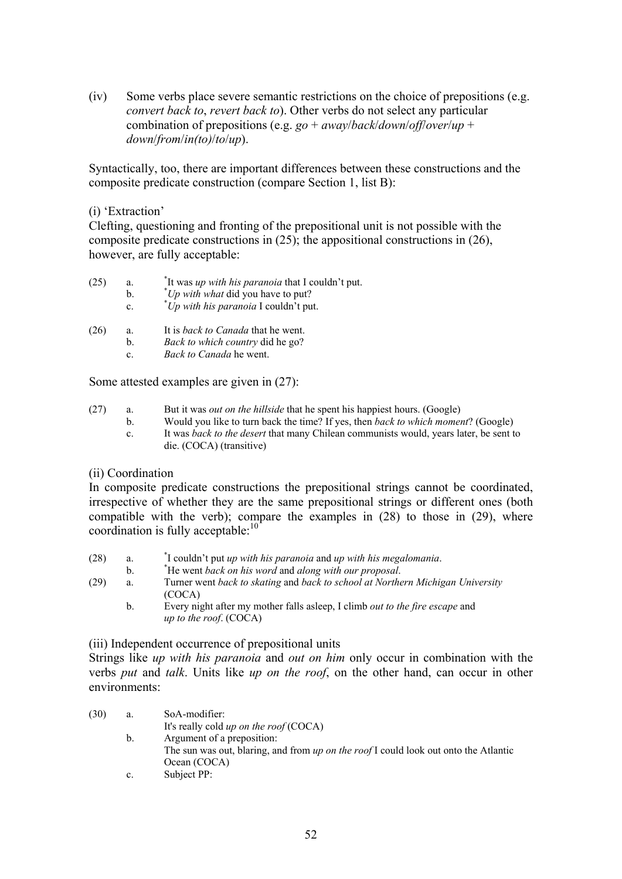(iv) Some verbs place severe semantic restrictions on the choice of prepositions (e.g. *convert back to*, *revert back to*). Other verbs do not select any particular combination of prepositions (e.g. *go* + *away*/*back*/*down*/*off*/*over*/*up* + *down*/*from*/*in(to)*/*to*/*up*).

Syntactically, too, there are important differences between these constructions and the composite predicate construction (compare Section 1, list B):

(i) 'Extraction'
Clefting, questioning and fronting of the prepositional unit is not possible with the composite predicate constructions in (25); the appositional constructions in (26), however, are fully acceptable:

(25) a. *It was *up with his paranoia* that I couldn't put.
b. **Up with what* did you have to put?
c. **Up with his paranoia* I couldn't put.

(26) a. It is *back to Canada* that he went.
b. *Back to which country* did he go?
c. *Back to Canada* he went.

Some attested examples are given in (27):

(27) a. But it was *out on the hillside* that he spent his happiest hours. (Google)
b. Would you like to turn back the time? If yes, then *back to which moment*? (Google)
c. It was *back to the desert* that many Chilean communists would, years later, be sent to die. (COCA) (transitive)

(ii) Coordination
In composite predicate constructions the prepositional strings cannot be coordinated, irrespective of whether they are the same prepositional strings or different ones (both compatible with the verb); compare the examples in (28) to those in (29), where coordination is fully acceptable:[10]

(28) a. *I couldn't put *up with his paranoia* and *up with his megalomania*.
b. *He went *back on his word* and *along with our proposal*.

(29) a. Turner went *back to skating* and *back to school at Northern Michigan University* (COCA)
b. Every night after my mother falls asleep, I climb *out to the fire escape* and *up to the roof*. (COCA)

(iii) Independent occurrence of prepositional units
Strings like *up with his paranoia* and *out on him* only occur in combination with the verbs *put* and *talk*. Units like *up on the roof*, on the other hand, can occur in other environments:

(30) a. SoA-modifier:
It's really cold *up on the roof* (COCA)
b. Argument of a preposition:
The sun was out, blaring, and from *up on the roof* I could look out onto the Atlantic Ocean (COCA)
c. Subject PP: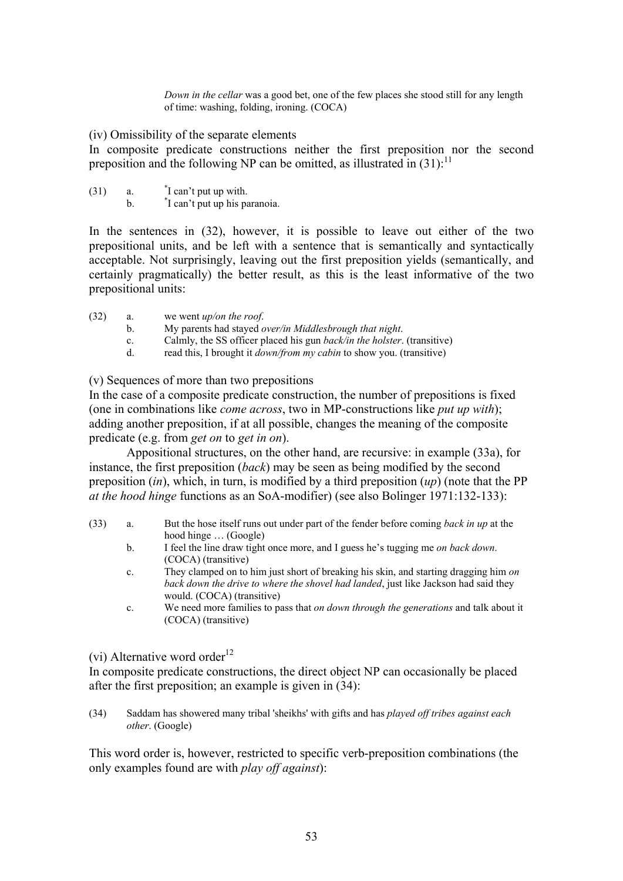*Down in the cellar* was a good bet, one of the few places she stood still for any length of time: washing, folding, ironing. (COCA)

(iv) Omissibility of the separate elements

In composite predicate constructions neither the first preposition nor the second preposition and the following NP can be omitted, as illustrated in (31):[11]

(31) a. *I can't put up with.
b. *I can't put up his paranoia.

In the sentences in (32), however, it is possible to leave out either of the two prepositional units, and be left with a sentence that is semantically and syntactically acceptable. Not surprisingly, leaving out the first preposition yields (semantically, and certainly pragmatically) the better result, as this is the least informative of the two prepositional units:

(32) a. we went *up/on the roof*.
b. My parents had stayed *over/in Middlesbrough that night*.
c. Calmly, the SS officer placed his gun *back/in the holster*. (transitive)
d. read this, I brought it *down/from my cabin* to show you. (transitive)

(v) Sequences of more than two prepositions

In the case of a composite predicate construction, the number of prepositions is fixed (one in combinations like *come across*, two in MP-constructions like *put up with*); adding another preposition, if at all possible, changes the meaning of the composite predicate (e.g. from *get on* to *get in on*).

Appositional structures, on the other hand, are recursive: in example (33a), for instance, the first preposition (*back*) may be seen as being modified by the second preposition (*in*), which, in turn, is modified by a third preposition (*up*) (note that the PP *at the hood hinge* functions as an SoA-modifier) (see also Bolinger 1971:132-133):

(33) a. But the hose itself runs out under part of the fender before coming *back in up* at the hood hinge … (Google)
b. I feel the line draw tight once more, and I guess he's tugging me *on back down*. (COCA) (transitive)
c. They clamped on to him just short of breaking his skin, and starting dragging him *on back down the drive to where the shovel had landed*, just like Jackson had said they would. (COCA) (transitive)
c. We need more families to pass that *on down through the generations* and talk about it (COCA) (transitive)

(vi) Alternative word order[12]

In composite predicate constructions, the direct object NP can occasionally be placed after the first preposition; an example is given in (34):

(34) Saddam has showered many tribal 'sheikhs' with gifts and has *played off tribes against each other*. (Google)

This word order is, however, restricted to specific verb-preposition combinations (the only examples found are with *play off against*):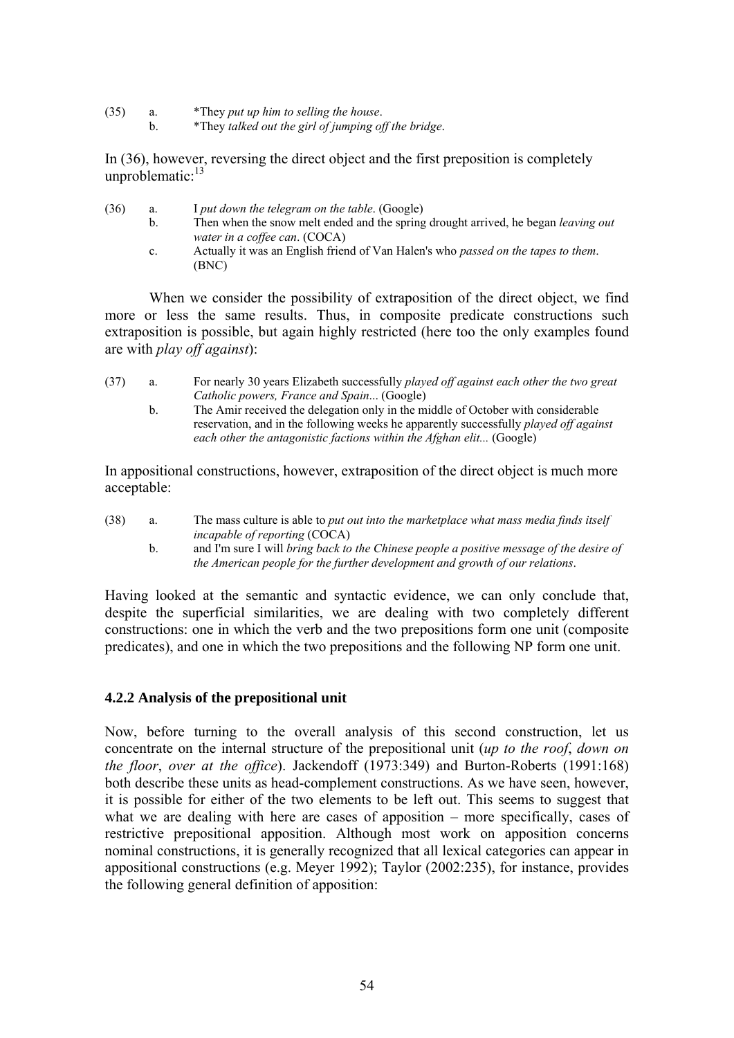(35) a. *They *put up him to selling the house*.
  b. *They *talked out the girl of jumping off the bridge*.

In (36), however, reversing the direct object and the first preposition is completely unproblematic:[13]

(36) a. I *put down the telegram on the table*. (Google)
  b. Then when the snow melt ended and the spring drought arrived, he began *leaving out water in a coffee can*. (COCA)
  c. Actually it was an English friend of Van Halen's who *passed on the tapes to them*. (BNC)

When we consider the possibility of extraposition of the direct object, we find more or less the same results. Thus, in composite predicate constructions such extraposition is possible, but again highly restricted (here too the only examples found are with *play off against*):

(37) a. For nearly 30 years Elizabeth successfully *played off against each other the two great Catholic powers, France and Spain*... (Google)
  b. The Amir received the delegation only in the middle of October with considerable reservation, and in the following weeks he apparently successfully *played off against each other the antagonistic factions within the Afghan elit...* (Google)

In appositional constructions, however, extraposition of the direct object is much more acceptable:

(38) a. The mass culture is able to *put out into the marketplace what mass media finds itself incapable of reporting* (COCA)
  b. and I'm sure I will *bring back to the Chinese people a positive message of the desire of the American people for the further development and growth of our relations*.

Having looked at the semantic and syntactic evidence, we can only conclude that, despite the superficial similarities, we are dealing with two completely different constructions: one in which the verb and the two prepositions form one unit (composite predicates), and one in which the two prepositions and the following NP form one unit.

### 4.2.2 Analysis of the prepositional unit

Now, before turning to the overall analysis of this second construction, let us concentrate on the internal structure of the prepositional unit (*up to the roof*, *down on the floor*, *over at the office*). Jackendoff (1973:349) and Burton-Roberts (1991:168) both describe these units as head-complement constructions. As we have seen, however, it is possible for either of the two elements to be left out. This seems to suggest that what we are dealing with here are cases of apposition – more specifically, cases of restrictive prepositional apposition. Although most work on apposition concerns nominal constructions, it is generally recognized that all lexical categories can appear in appositional constructions (e.g. Meyer 1992); Taylor (2002:235), for instance, provides the following general definition of apposition: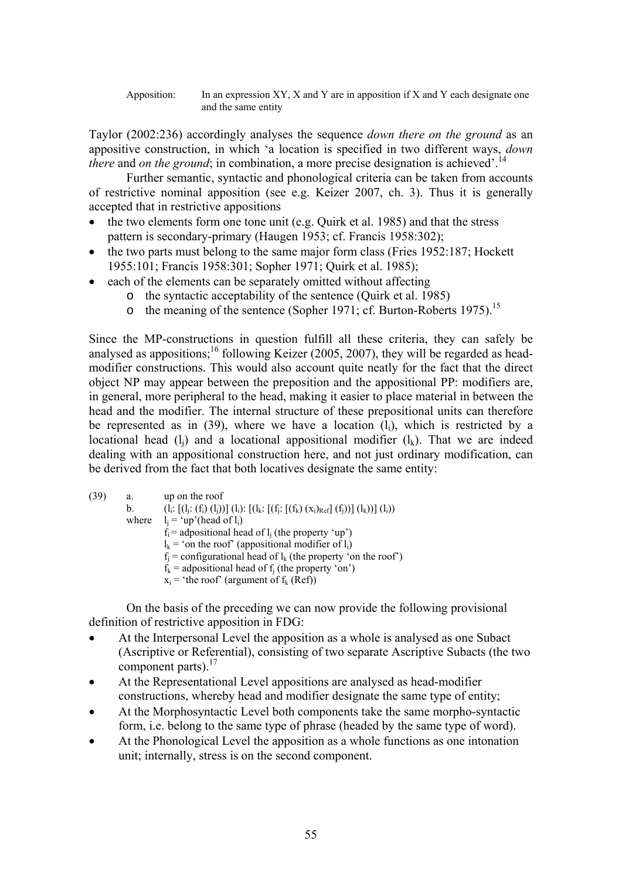Apposition: In an expression XY, X and Y are in apposition if X and Y each designate one and the same entity

Taylor (2002:236) accordingly analyses the sequence *down there on the ground* as an appositive construction, in which 'a location is specified in two different ways, *down there* and *on the ground*; in combination, a more precise designation is achieved'.[14]

Further semantic, syntactic and phonological criteria can be taken from accounts of restrictive nominal apposition (see e.g. Keizer 2007, ch. 3). Thus it is generally accepted that in restrictive appositions

- the two elements form one tone unit (e.g. Quirk et al. 1985) and that the stress pattern is secondary-primary (Haugen 1953; cf. Francis 1958:302);
- the two parts must belong to the same major form class (Fries 1952:187; Hockett 1955:101; Francis 1958:301; Sopher 1971; Quirk et al. 1985);
- each of the elements can be separately omitted without affecting
  - the syntactic acceptability of the sentence (Quirk et al. 1985)
  - the meaning of the sentence (Sopher 1971; cf. Burton-Roberts 1975).[15]

Since the MP-constructions in question fulfill all these criteria, they can safely be analysed as appositions;[16] following Keizer (2005, 2007), they will be regarded as head-modifier constructions. This would also account quite neatly for the fact that the direct object NP may appear between the preposition and the appositional PP: modifiers are, in general, more peripheral to the head, making it easier to place material in between the head and the modifier. The internal structure of these prepositional units can therefore be represented as in (39), where we have a location ($l_i$), which is restricted by a locational head ($l_j$) and a locational appositional modifier ($l_k$). That we are indeed dealing with an appositional construction here, and not just ordinary modification, can be derived from the fact that both locatives designate the same entity:

(39) a. up on the roof

b. $(l_i: [(l_j: (f_i) (l_j))] (l_i): [(l_k: [(f_j: [(f_k) (x_i)_{Ref}] (f_j))] (l_k))] (l_i))$

where $l_j$ = 'up'(head of $l_i$)
$f_i$ = adpositional head of $l_j$ (the property 'up')
$l_k$ = 'on the roof' (appositional modifier of $l_i$)
$f_j$ = configurational head of $l_k$ (the property 'on the roof')
$f_k$ = adpositional head of $f_j$ (the property 'on')
$x_i$ = 'the roof' (argument of $f_k$ (Ref))

On the basis of the preceding we can now provide the following provisional definition of restrictive apposition in FDG:

- At the Interpersonal Level the apposition as a whole is analysed as one Subact (Ascriptive or Referential), consisting of two separate Ascriptive Subacts (the two component parts).[17]
- At the Representational Level appositions are analysed as head-modifier constructions, whereby head and modifier designate the same type of entity;
- At the Morphosyntactic Level both components take the same morpho-syntactic form, i.e. belong to the same type of phrase (headed by the same type of word).
- At the Phonological Level the apposition as a whole functions as one intonation unit; internally, stress is on the second component.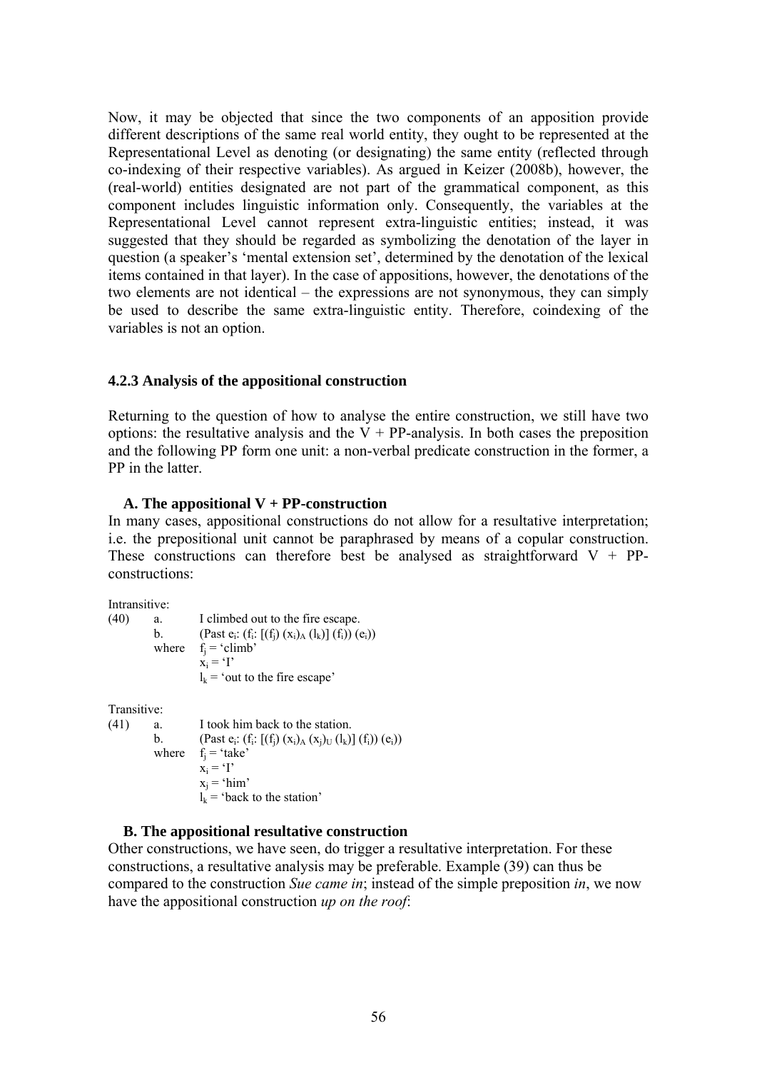Now, it may be objected that since the two components of an apposition provide different descriptions of the same real world entity, they ought to be represented at the Representational Level as denoting (or designating) the same entity (reflected through co-indexing of their respective variables). As argued in Keizer (2008b), however, the (real-world) entities designated are not part of the grammatical component, as this component includes linguistic information only. Consequently, the variables at the Representational Level cannot represent extra-linguistic entities; instead, it was suggested that they should be regarded as symbolizing the denotation of the layer in question (a speaker's 'mental extension set', determined by the denotation of the lexical items contained in that layer). In the case of appositions, however, the denotations of the two elements are not identical – the expressions are not synonymous, they can simply be used to describe the same extra-linguistic entity. Therefore, coindexing of the variables is not an option.

### 4.2.3 Analysis of the appositional construction

Returning to the question of how to analyse the entire construction, we still have two options: the resultative analysis and the V + PP-analysis. In both cases the preposition and the following PP form one unit: a non-verbal predicate construction in the former, a PP in the latter.

**A. The appositional V + PP-construction**

In many cases, appositional constructions do not allow for a resultative interpretation; i.e. the prepositional unit cannot be paraphrased by means of a copular construction. These constructions can therefore best be analysed as straightforward V + PP-constructions:

Intransitive:

(40) a. I climbed out to the fire escape.

b. (Past $e_i$: ($f_i$: [($f_j$) $(x_i)_A$ ($l_k$)] ($f_i$)) ($e_i$))

where $f_j$ = 'climb'
$x_i$ = 'I'
$l_k$ = 'out to the fire escape'

Transitive:

(41) a. I took him back to the station.

b. (Past $e_i$: ($f_i$: [($f_j$) $(x_i)_A$ $(x_j)_U$ ($l_k$)] ($f_i$)) ($e_i$))

where $f_j$ = 'take'
$x_i$ = 'I'
$x_j$ = 'him'
$l_k$ = 'back to the station'

**B. The appositional resultative construction**

Other constructions, we have seen, do trigger a resultative interpretation. For these constructions, a resultative analysis may be preferable. Example (39) can thus be compared to the construction *Sue came in*; instead of the simple preposition *in*, we now have the appositional construction *up on the roof*: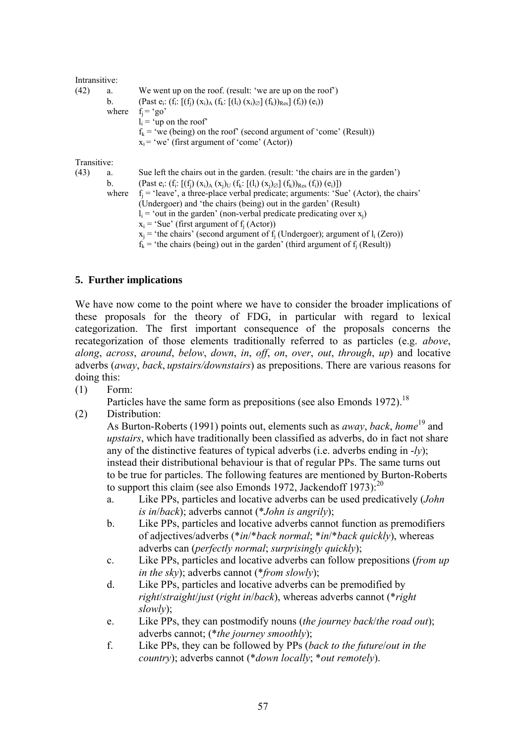Intransitive:

(42) a. We went up on the roof. (result: 'we are up on the roof')

b. (Past $e_i$: ($f_i$: [($f_j$) $(x_i)_A$ ($f_k$: [($l_i$) $(x_i)_\varnothing$] $(f_k))_{Res}$] ($f_i$)) ($e_i$))

where $f_j$ = 'go'

$l_i$ = 'up on the roof'

$f_k$ = 'we (being) on the roof' (second argument of 'come' (Result))

$x_i$ = 'we' (first argument of 'come' (Actor))

Transitive:

(43) a. Sue left the chairs out in the garden. (result: 'the chairs are in the garden')

b. (Past $e_i$: ($f_i$: [($f_j$) $(x_i)_A$ $(x_j)_U$ ($f_k$: [($l_i$) $(x_j)_\varnothing$] $(f_k))_{Res}$ ($f_i$)) ($e_i$)])

where $f_j$ = 'leave', a three-place verbal predicate; arguments: 'Sue' (Actor), the chairs' (Undergoer) and 'the chairs (being) out in the garden' (Result)

$l_i$ = 'out in the garden' (non-verbal predicate predicating over $x_j$)

$x_i$ = 'Sue' (first argument of $f_j$ (Actor))

$x_j$ = 'the chairs' (second argument of $f_j$ (Undergoer); argument of $l_i$ (Zero))

$f_k$ = 'the chairs (being) out in the garden' (third argument of $f_j$ (Result))

## 5. Further implications

We have now come to the point where we have to consider the broader implications of these proposals for the theory of FDG, in particular with regard to lexical categorization. The first important consequence of the proposals concerns the recategorization of those elements traditionally referred to as particles (e.g. *above*, *along*, *across*, *around*, *below*, *down*, *in*, *off*, *on*, *over*, *out*, *through*, *up*) and locative adverbs (*away*, *back*, *upstairs/downstairs*) as prepositions. There are various reasons for doing this:

(1) Form:
Particles have the same form as prepositions (see also Emonds 1972).[18]

(2) Distribution:
As Burton-Roberts (1991) points out, elements such as *away*, *back*, *home*[19] and *upstairs*, which have traditionally been classified as adverbs, do in fact not share any of the distinctive features of typical adverbs (i.e. adverbs ending in *-ly*); instead their distributional behaviour is that of regular PPs. The same turns out to be true for particles. The following features are mentioned by Burton-Roberts to support this claim (see also Emonds 1972, Jackendoff 1973):[20]

a. Like PPs, particles and locative adverbs can be used predicatively (*John is in*/*back*); adverbs cannot (\**John is angrily*);

b. Like PPs, particles and locative adverbs cannot function as premodifiers of adjectives/adverbs (\**in*/\**back normal*; \**in*/\**back quickly*), whereas adverbs can (*perfectly normal*; *surprisingly quickly*);

c. Like PPs, particles and locative adverbs can follow prepositions (*from up in the sky*); adverbs cannot (\**from slowly*);

d. Like PPs, particles and locative adverbs can be premodified by *right*/*straight*/*just* (*right in*/*back*), whereas adverbs cannot (\**right slowly*);

e. Like PPs, they can postmodify nouns (*the journey back*/*the road out*); adverbs cannot; (\**the journey smoothly*);

f. Like PPs, they can be followed by PPs (*back to the future*/*out in the country*); adverbs cannot (\**down locally*; \**out remotely*).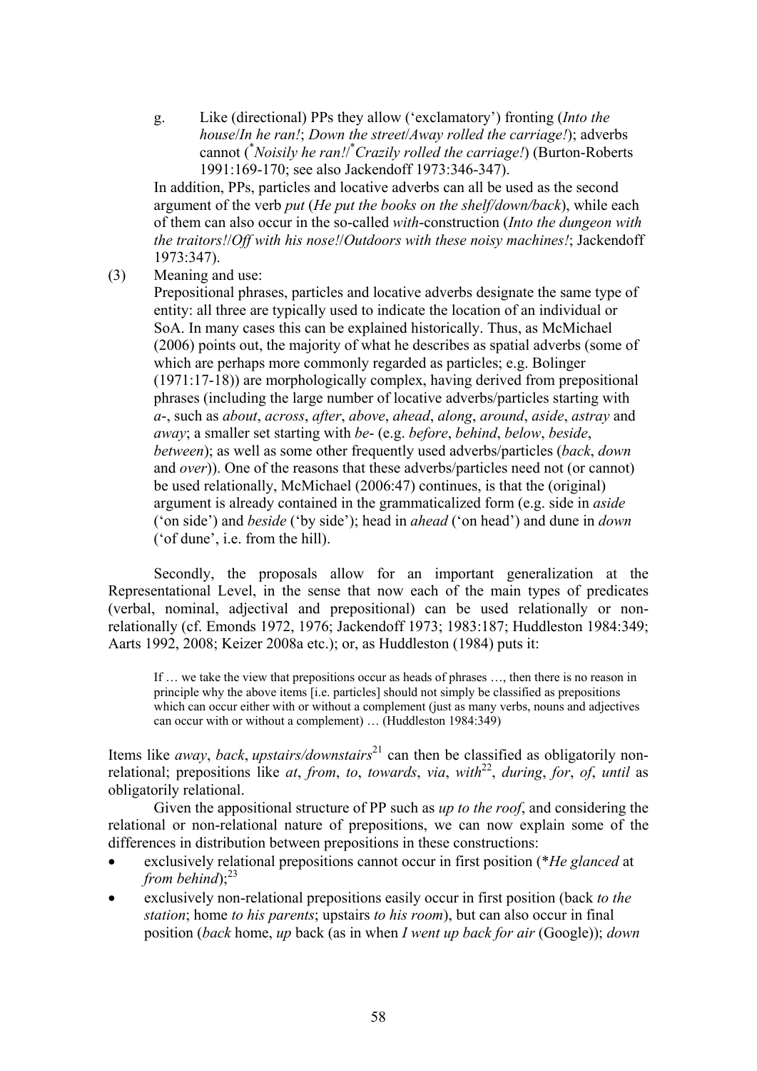g. Like (directional) PPs they allow ('exclamatory') fronting (*Into the house*/*In he ran!*; *Down the street*/*Away rolled the carriage!*); adverbs cannot (**Noisily he ran!*/**Crazily rolled the carriage!*) (Burton-Roberts 1991:169-170; see also Jackendoff 1973:346-347).

In addition, PPs, particles and locative adverbs can all be used as the second argument of the verb *put* (*He put the books on the shelf/down/back*), while each of them can also occur in the so-called *with*-construction (*Into the dungeon with the traitors!*/*Off with his nose!*/*Outdoors with these noisy machines!*; Jackendoff 1973:347).

(3) Meaning and use:

Prepositional phrases, particles and locative adverbs designate the same type of entity: all three are typically used to indicate the location of an individual or SoA. In many cases this can be explained historically. Thus, as McMichael (2006) points out, the majority of what he describes as spatial adverbs (some of which are perhaps more commonly regarded as particles; e.g. Bolinger (1971:17-18)) are morphologically complex, having derived from prepositional phrases (including the large number of locative adverbs/particles starting with *a*-, such as *about*, *across*, *after*, *above*, *ahead*, *along*, *around*, *aside*, *astray* and *away*; a smaller set starting with *be*- (e.g. *before*, *behind*, *below*, *beside*, *between*); as well as some other frequently used adverbs/particles (*back*, *down* and *over*)). One of the reasons that these adverbs/particles need not (or cannot) be used relationally, McMichael (2006:47) continues, is that the (original) argument is already contained in the grammaticalized form (e.g. side in *aside* ('on side') and *beside* ('by side'); head in *ahead* ('on head') and dune in *down* ('of dune', i.e. from the hill).

Secondly, the proposals allow for an important generalization at the Representational Level, in the sense that now each of the main types of predicates (verbal, nominal, adjectival and prepositional) can be used relationally or non-relationally (cf. Emonds 1972, 1976; Jackendoff 1973; 1983:187; Huddleston 1984:349; Aarts 1992, 2008; Keizer 2008a etc.); or, as Huddleston (1984) puts it:

> If … we take the view that prepositions occur as heads of phrases …, then there is no reason in principle why the above items [i.e. particles] should not simply be classified as prepositions which can occur either with or without a complement (just as many verbs, nouns and adjectives can occur with or without a complement) … (Huddleston 1984:349)

Items like *away*, *back*, *upstairs/downstairs*[21] can then be classified as obligatorily non-relational; prepositions like *at*, *from*, *to*, *towards*, *via*, *with*[22], *during*, *for*, *of*, *until* as obligatorily relational.

Given the appositional structure of PP such as *up to the roof*, and considering the relational or non-relational nature of prepositions, we can now explain some of the differences in distribution between prepositions in these constructions:

- exclusively relational prepositions cannot occur in first position (**He glanced* at *from behind*);[23]
- exclusively non-relational prepositions easily occur in first position (back *to the station*; home *to his parents*; upstairs *to his room*), but can also occur in final position (*back* home, *up* back (as in when *I went up back for air* (Google)); *down*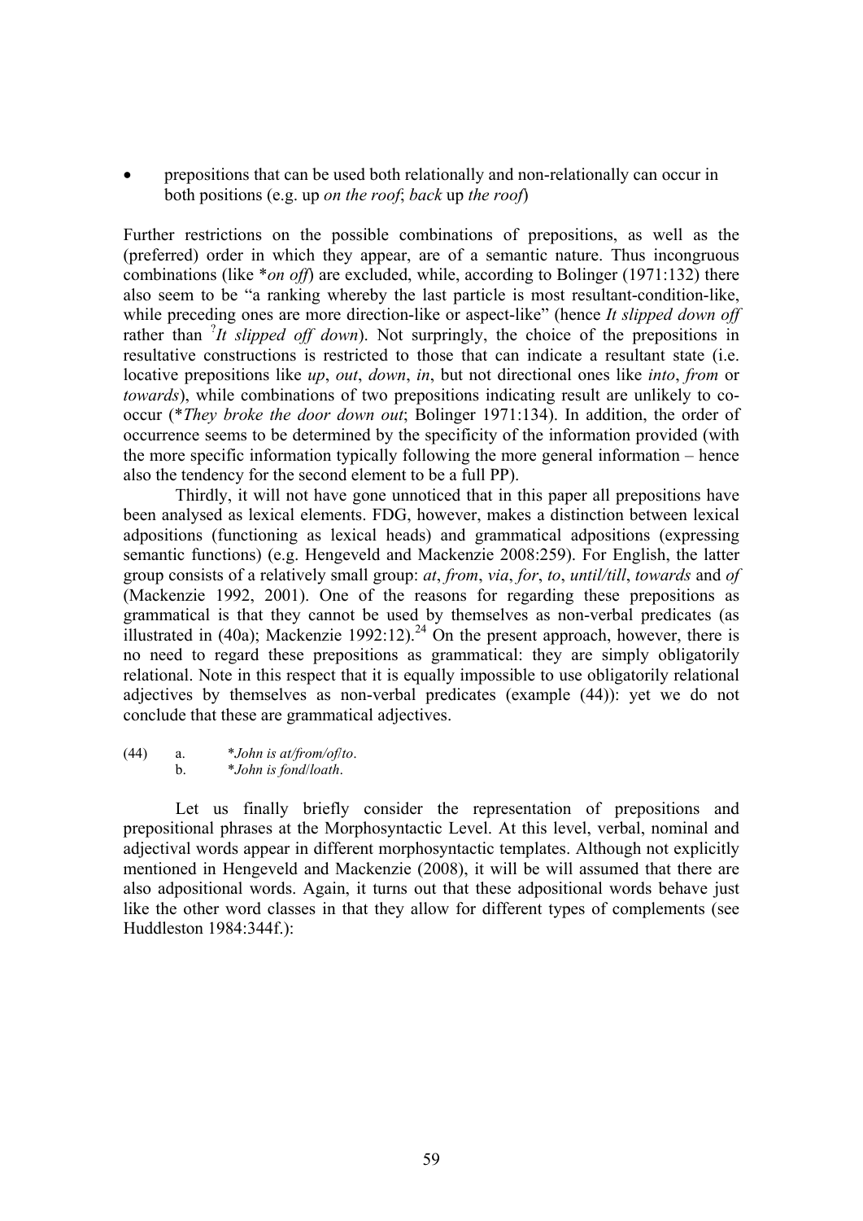- prepositions that can be used both relationally and non-relationally can occur in both positions (e.g. up *on the roof*; *back* up *the roof*)

Further restrictions on the possible combinations of prepositions, as well as the (preferred) order in which they appear, are of a semantic nature. Thus incongruous combinations (like **on off*) are excluded, while, according to Bolinger (1971:132) there also seem to be "a ranking whereby the last particle is most resultant-condition-like, while preceding ones are more direction-like or aspect-like" (hence *It slipped down off* rather than *?It slipped off down*). Not surpringly, the choice of the prepositions in resultative constructions is restricted to those that can indicate a resultant state (i.e. locative prepositions like *up*, *out*, *down*, *in*, but not directional ones like *into*, *from* or *towards*), while combinations of two prepositions indicating result are unlikely to co-occur (**They broke the door down out*; Bolinger 1971:134). In addition, the order of occurrence seems to be determined by the specificity of the information provided (with the more specific information typically following the more general information – hence also the tendency for the second element to be a full PP).

Thirdly, it will not have gone unnoticed that in this paper all prepositions have been analysed as lexical elements. FDG, however, makes a distinction between lexical adpositions (functioning as lexical heads) and grammatical adpositions (expressing semantic functions) (e.g. Hengeveld and Mackenzie 2008:259). For English, the latter group consists of a relatively small group: *at*, *from*, *via*, *for*, *to*, *until/till*, *towards* and *of* (Mackenzie 1992, 2001). One of the reasons for regarding these prepositions as grammatical is that they cannot be used by themselves as non-verbal predicates (as illustrated in (40a); Mackenzie 1992:12).[24] On the present approach, however, there is no need to regard these prepositions as grammatical: they are simply obligatorily relational. Note in this respect that it is equally impossible to use obligatorily relational adjectives by themselves as non-verbal predicates (example (44)): yet we do not conclude that these are grammatical adjectives.

(44) a. **John is at/from/of/to*.
b. **John is fond/loath*.

Let us finally briefly consider the representation of prepositions and prepositional phrases at the Morphosyntactic Level. At this level, verbal, nominal and adjectival words appear in different morphosyntactic templates. Although not explicitly mentioned in Hengeveld and Mackenzie (2008), it will be will assumed that there are also adpositional words. Again, it turns out that these adpositional words behave just like the other word classes in that they allow for different types of complements (see Huddleston 1984:344f.):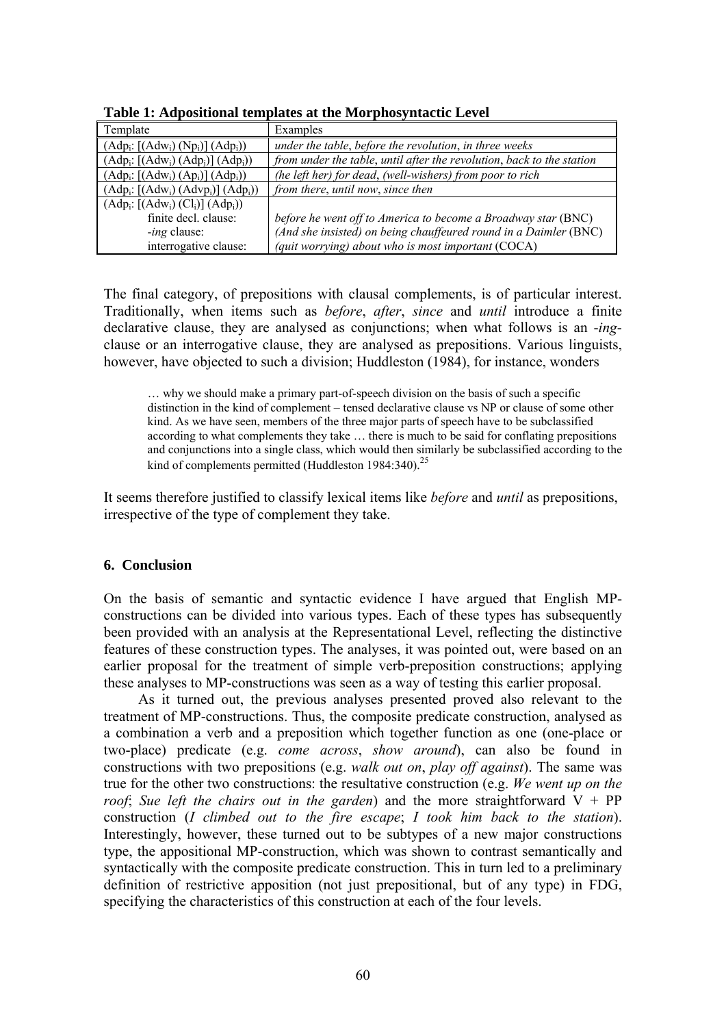**Table 1: Adpositional templates at the Morphosyntactic Level**

| Template | Examples |
|---|---|
| ($Adp_i$: [($Adw_i$) ($Np_i$)] ($Adp_i$)) | *under the table*, *before the revolution*, *in three weeks* |
| ($Adp_i$: [($Adw_i$) ($Adp_j$)] ($Adp_i$)) | *from under the table*, *until after the revolution*, *back to the station* |
| ($Adp_i$: [($Adw_i$) ($Ap_i$)] ($Adp_i$)) | *(he left her) for dead*, *(well-wishers) from poor to rich* |
| ($Adp_i$: [($Adw_i$) ($Advp_i$)] ($Adp_i$)) | *from there*, *until now*, *since then* |
| ($Adp_i$: [($Adw_i$) ($Cl_i$)] ($Adp_i$)) | |
| finite decl. clause: | *before he went off to America to become a Broadway star* (BNC) |
| -*ing* clause: | *(And she insisted) on being chauffeured round in a Daimler* (BNC) |
| interrogative clause: | *(quit worrying) about who is most important* (COCA) |

The final category, of prepositions with clausal complements, is of particular interest. Traditionally, when items such as *before*, *after*, *since* and *until* introduce a finite declarative clause, they are analysed as conjunctions; when what follows is an -*ing*-clause or an interrogative clause, they are analysed as prepositions. Various linguists, however, have objected to such a division; Huddleston (1984), for instance, wonders

> … why we should make a primary part-of-speech division on the basis of such a specific distinction in the kind of complement – tensed declarative clause vs NP or clause of some other kind. As we have seen, members of the three major parts of speech have to be subclassified according to what complements they take … there is much to be said for conflating prepositions and conjunctions into a single class, which would then similarly be subclassified according to the kind of complements permitted (Huddleston 1984:340).[25]

It seems therefore justified to classify lexical items like *before* and *until* as prepositions, irrespective of the type of complement they take.

## 6. Conclusion

On the basis of semantic and syntactic evidence I have argued that English MP-constructions can be divided into various types. Each of these types has subsequently been provided with an analysis at the Representational Level, reflecting the distinctive features of these construction types. The analyses, it was pointed out, were based on an earlier proposal for the treatment of simple verb-preposition constructions; applying these analyses to MP-constructions was seen as a way of testing this earlier proposal.

As it turned out, the previous analyses presented proved also relevant to the treatment of MP-constructions. Thus, the composite predicate construction, analysed as a combination a verb and a preposition which together function as one (one-place or two-place) predicate (e.g. *come across*, *show around*), can also be found in constructions with two prepositions (e.g. *walk out on*, *play off against*). The same was true for the other two constructions: the resultative construction (e.g. *We went up on the roof*; *Sue left the chairs out in the garden*) and the more straightforward V + PP construction (*I climbed out to the fire escape*; *I took him back to the station*). Interestingly, however, these turned out to be subtypes of a new major constructions type, the appositional MP-construction, which was shown to contrast semantically and syntactically with the composite predicate construction. This in turn led to a preliminary definition of restrictive apposition (not just prepositional, but of any type) in FDG, specifying the characteristics of this construction at each of the four levels.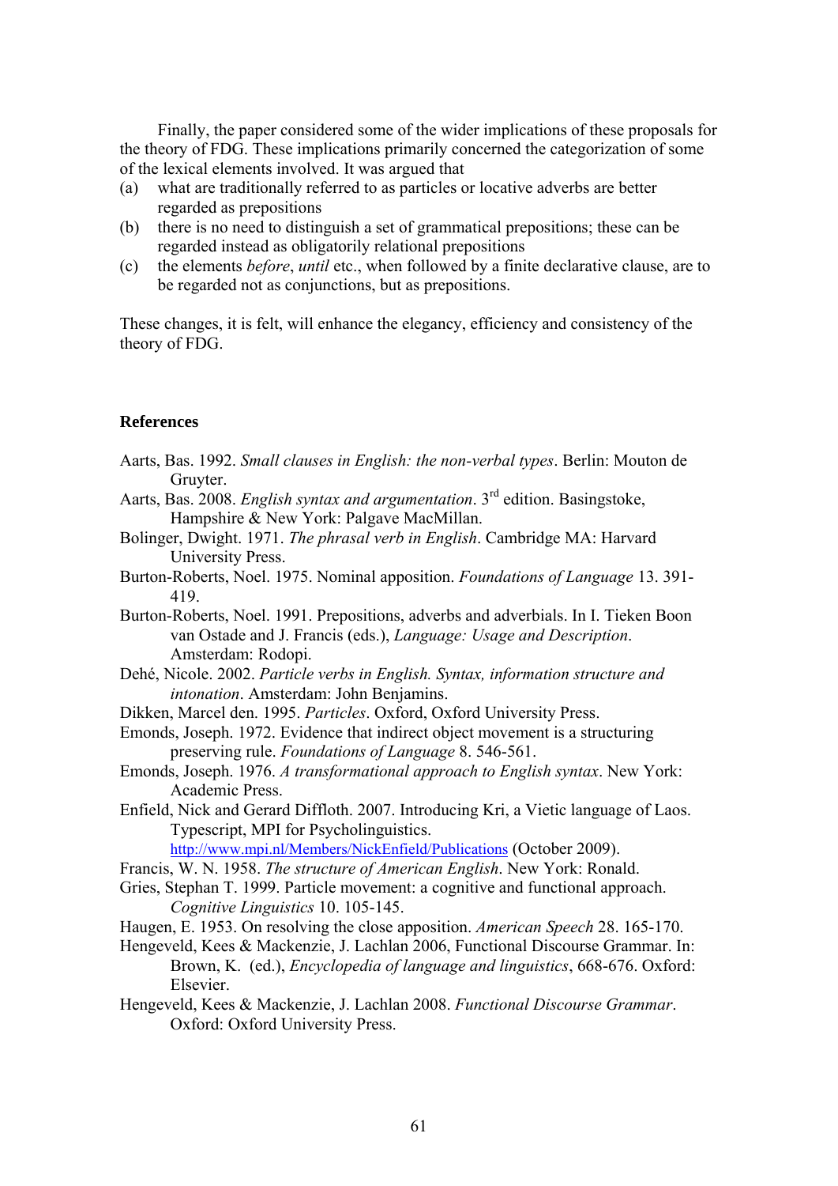Finally, the paper considered some of the wider implications of these proposals for the theory of FDG. These implications primarily concerned the categorization of some of the lexical elements involved. It was argued that

(a) what are traditionally referred to as particles or locative adverbs are better regarded as prepositions
(b) there is no need to distinguish a set of grammatical prepositions; these can be regarded instead as obligatorily relational prepositions
(c) the elements *before*, *until* etc., when followed by a finite declarative clause, are to be regarded not as conjunctions, but as prepositions.

These changes, it is felt, will enhance the elegancy, efficiency and consistency of the theory of FDG.

## References

Aarts, Bas. 1992. *Small clauses in English: the non-verbal types*. Berlin: Mouton de Gruyter.

Aarts, Bas. 2008. *English syntax and argumentation*. 3rd edition. Basingstoke, Hampshire & New York: Palgave MacMillan.

Bolinger, Dwight. 1971. *The phrasal verb in English*. Cambridge MA: Harvard University Press.

Burton-Roberts, Noel. 1975. Nominal apposition. *Foundations of Language* 13. 391-419.

Burton-Roberts, Noel. 1991. Prepositions, adverbs and adverbials. In I. Tieken Boon van Ostade and J. Francis (eds.), *Language: Usage and Description*. Amsterdam: Rodopi.

Dehé, Nicole. 2002. *Particle verbs in English. Syntax, information structure and intonation*. Amsterdam: John Benjamins.

Dikken, Marcel den. 1995. *Particles*. Oxford, Oxford University Press.

Emonds, Joseph. 1972. Evidence that indirect object movement is a structuring preserving rule. *Foundations of Language* 8. 546-561.

Emonds, Joseph. 1976. *A transformational approach to English syntax*. New York: Academic Press.

Enfield, Nick and Gerard Diffloth. 2007. Introducing Kri, a Vietic language of Laos. Typescript, MPI for Psycholinguistics. http://www.mpi.nl/Members/NickEnfield/Publications (October 2009).

Francis, W. N. 1958. *The structure of American English*. New York: Ronald.

Gries, Stephan T. 1999. Particle movement: a cognitive and functional approach. *Cognitive Linguistics* 10. 105-145.

Haugen, E. 1953. On resolving the close apposition. *American Speech* 28. 165-170.

Hengeveld, Kees & Mackenzie, J. Lachlan 2006, Functional Discourse Grammar. In: Brown, K. (ed.), *Encyclopedia of language and linguistics*, 668-676. Oxford: Elsevier.

Hengeveld, Kees & Mackenzie, J. Lachlan 2008. *Functional Discourse Grammar*. Oxford: Oxford University Press.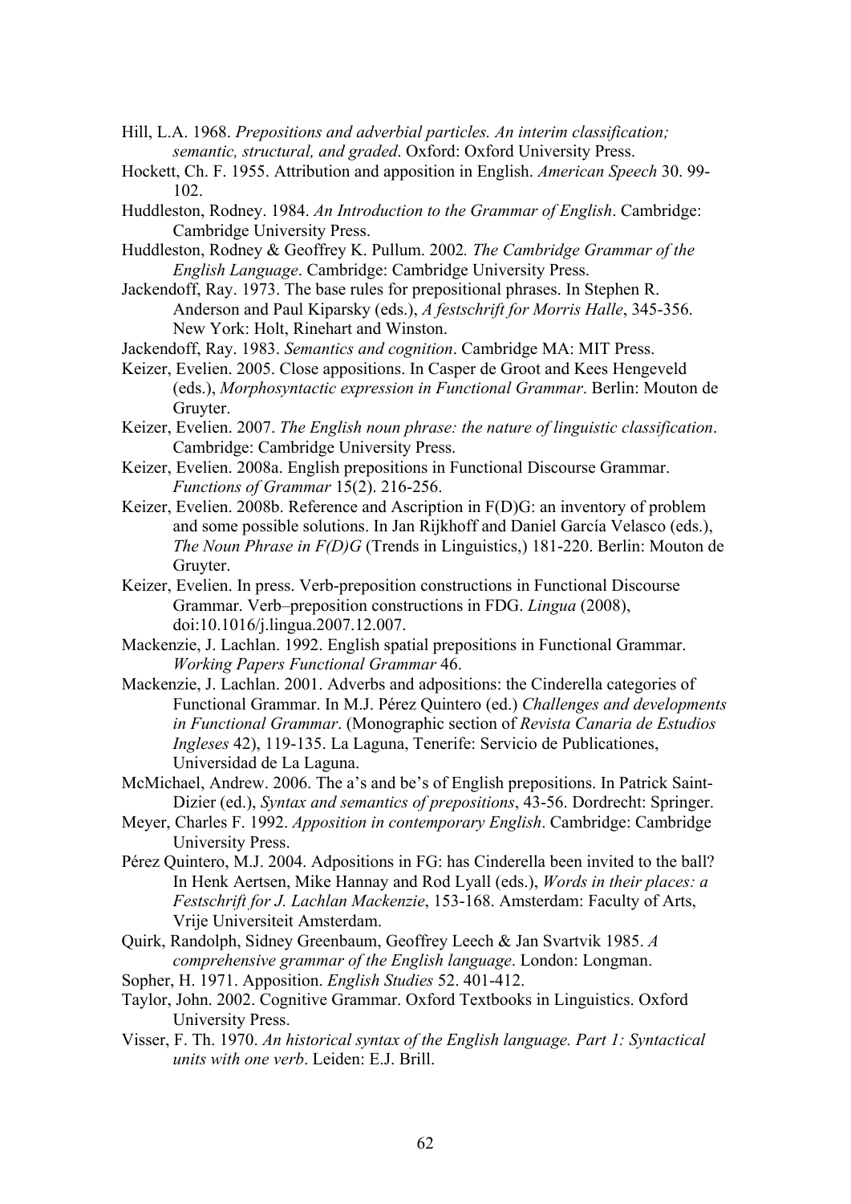Hill, L.A. 1968. *Prepositions and adverbial particles. An interim classification; semantic, structural, and graded*. Oxford: Oxford University Press.

Hockett, Ch. F. 1955. Attribution and apposition in English. *American Speech* 30. 99-102.

Huddleston, Rodney. 1984. *An Introduction to the Grammar of English*. Cambridge: Cambridge University Press.

Huddleston, Rodney & Geoffrey K. Pullum. 2002*. The Cambridge Grammar of the English Language*. Cambridge: Cambridge University Press.

Jackendoff, Ray. 1973. The base rules for prepositional phrases. In Stephen R. Anderson and Paul Kiparsky (eds.), *A festschrift for Morris Halle*, 345-356. New York: Holt, Rinehart and Winston.

Jackendoff, Ray. 1983. *Semantics and cognition*. Cambridge MA: MIT Press.

Keizer, Evelien. 2005. Close appositions. In Casper de Groot and Kees Hengeveld (eds.), *Morphosyntactic expression in Functional Grammar*. Berlin: Mouton de Gruyter.

Keizer, Evelien. 2007. *The English noun phrase: the nature of linguistic classification*. Cambridge: Cambridge University Press.

Keizer, Evelien. 2008a. English prepositions in Functional Discourse Grammar. *Functions of Grammar* 15(2). 216-256.

Keizer, Evelien. 2008b. Reference and Ascription in F(D)G: an inventory of problem and some possible solutions. In Jan Rijkhoff and Daniel García Velasco (eds.), *The Noun Phrase in F(D)G* (Trends in Linguistics,) 181-220. Berlin: Mouton de Gruyter.

Keizer, Evelien. In press. Verb-preposition constructions in Functional Discourse Grammar. Verb–preposition constructions in FDG. *Lingua* (2008), doi:10.1016/j.lingua.2007.12.007.

Mackenzie, J. Lachlan. 1992. English spatial prepositions in Functional Grammar. *Working Papers Functional Grammar* 46.

Mackenzie, J. Lachlan. 2001. Adverbs and adpositions: the Cinderella categories of Functional Grammar. In M.J. Pérez Quintero (ed.) *Challenges and developments in Functional Grammar*. (Monographic section of *Revista Canaria de Estudios Ingleses* 42), 119-135. La Laguna, Tenerife: Servicio de Publicaciones, Universidad de La Laguna.

McMichael, Andrew. 2006. The a's and be's of English prepositions. In Patrick Saint-Dizier (ed.), *Syntax and semantics of prepositions*, 43-56. Dordrecht: Springer.

Meyer, Charles F. 1992. *Apposition in contemporary English*. Cambridge: Cambridge University Press.

Pérez Quintero, M.J. 2004. Adpositions in FG: has Cinderella been invited to the ball? In Henk Aertsen, Mike Hannay and Rod Lyall (eds.), *Words in their places: a Festschrift for J. Lachlan Mackenzie*, 153-168. Amsterdam: Faculty of Arts, Vrije Universiteit Amsterdam.

Quirk, Randolph, Sidney Greenbaum, Geoffrey Leech & Jan Svartvik 1985. *A comprehensive grammar of the English language*. London: Longman.

Sopher, H. 1971. Apposition. *English Studies* 52. 401-412.

Taylor, John. 2002. Cognitive Grammar. Oxford Textbooks in Linguistics. Oxford University Press.

Visser, F. Th. 1970. *An historical syntax of the English language. Part 1: Syntactical units with one verb*. Leiden: E.J. Brill.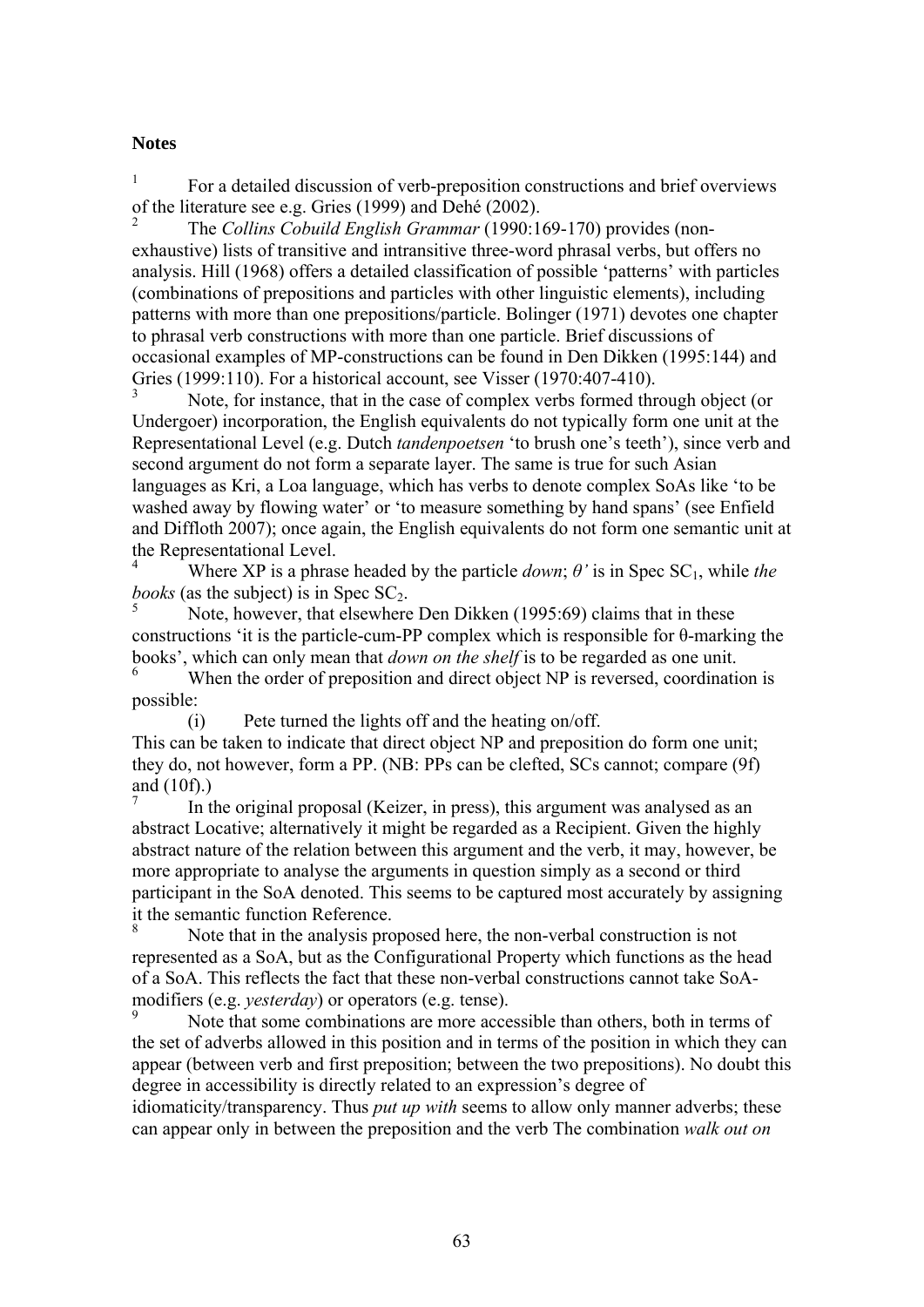**Notes**

1 For a detailed discussion of verb-preposition constructions and brief overviews of the literature see e.g. Gries (1999) and Dehé (2002).

2 The *Collins Cobuild English Grammar* (1990:169-170) provides (non-exhaustive) lists of transitive and intransitive three-word phrasal verbs, but offers no analysis. Hill (1968) offers a detailed classification of possible 'patterns' with particles (combinations of prepositions and particles with other linguistic elements), including patterns with more than one prepositions/particle. Bolinger (1971) devotes one chapter to phrasal verb constructions with more than one particle. Brief discussions of occasional examples of MP-constructions can be found in Den Dikken (1995:144) and Gries (1999:110). For a historical account, see Visser (1970:407-410).

3 Note, for instance, that in the case of complex verbs formed through object (or Undergoer) incorporation, the English equivalents do not typically form one unit at the Representational Level (e.g. Dutch *tandenpoetsen* 'to brush one's teeth'), since verb and second argument do not form a separate layer. The same is true for such Asian languages as Kri, a Loa language, which has verbs to denote complex SoAs like 'to be washed away by flowing water' or 'to measure something by hand spans' (see Enfield and Diffloth 2007); once again, the English equivalents do not form one semantic unit at the Representational Level.

4 Where XP is a phrase headed by the particle *down*; *θ'* is in Spec $SC_1$, while *the books* (as the subject) is in Spec $SC_2$.

5 Note, however, that elsewhere Den Dikken (1995:69) claims that in these constructions 'it is the particle-cum-PP complex which is responsible for θ-marking the books', which can only mean that *down on the shelf* is to be regarded as one unit.

6 When the order of preposition and direct object NP is reversed, coordination is possible:

(i) Pete turned the lights off and the heating on/off.

This can be taken to indicate that direct object NP and preposition do form one unit; they do, not however, form a PP. (NB: PPs can be clefted, SCs cannot; compare (9f) and (10f).)

7 In the original proposal (Keizer, in press), this argument was analysed as an abstract Locative; alternatively it might be regarded as a Recipient. Given the highly abstract nature of the relation between this argument and the verb, it may, however, be more appropriate to analyse the arguments in question simply as a second or third participant in the SoA denoted. This seems to be captured most accurately by assigning it the semantic function Reference.

8 Note that in the analysis proposed here, the non-verbal construction is not represented as a SoA, but as the Configurational Property which functions as the head of a SoA. This reflects the fact that these non-verbal constructions cannot take SoA-modifiers (e.g. *yesterday*) or operators (e.g. tense).

9 Note that some combinations are more accessible than others, both in terms of the set of adverbs allowed in this position and in terms of the position in which they can appear (between verb and first preposition; between the two prepositions). No doubt this degree in accessibility is directly related to an expression's degree of idiomaticity/transparency. Thus *put up with* seems to allow only manner adverbs; these can appear only in between the preposition and the verb The combination *walk out on*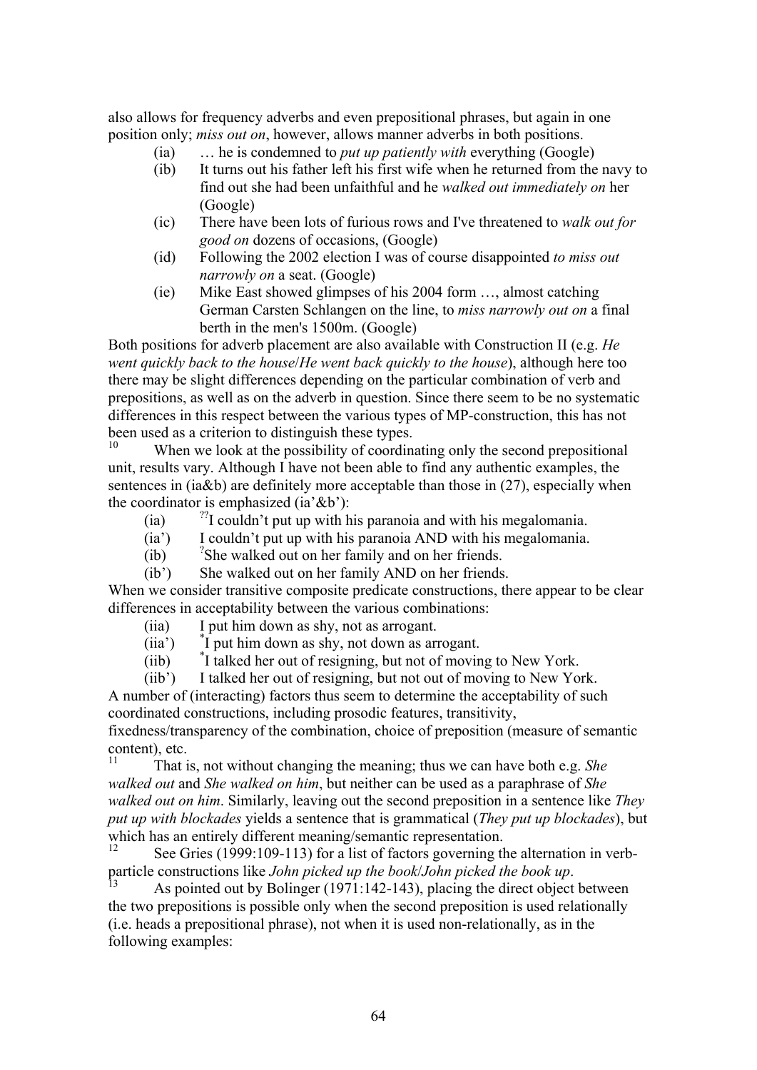also allows for frequency adverbs and even prepositional phrases, but again in one position only; *miss out on*, however, allows manner adverbs in both positions.

(ia) … he is condemned to *put up patiently with* everything (Google)

(ib) It turns out his father left his first wife when he returned from the navy to find out she had been unfaithful and he *walked out immediately on* her (Google)

(ic) There have been lots of furious rows and I've threatened to *walk out for good on* dozens of occasions, (Google)

(id) Following the 2002 election I was of course disappointed *to miss out narrowly on* a seat. (Google)

(ie) Mike East showed glimpses of his 2004 form …, almost catching German Carsten Schlangen on the line, to *miss narrowly out on* a final berth in the men's 1500m. (Google)

Both positions for adverb placement are also available with Construction II (e.g. *He went quickly back to the house*/*He went back quickly to the house*), although here too there may be slight differences depending on the particular combination of verb and prepositions, as well as on the adverb in question. Since there seem to be no systematic differences in this respect between the various types of MP-construction, this has not been used as a criterion to distinguish these types.

[10] When we look at the possibility of coordinating only the second prepositional unit, results vary. Although I have not been able to find any authentic examples, the sentences in (ia&b) are definitely more acceptable than those in (27), especially when the coordinator is emphasized (ia'&b'):

(ia) ??I couldn't put up with his paranoia and with his megalomania.

(ia') I couldn't put up with his paranoia AND with his megalomania.

(ib) ?She walked out on her family and on her friends.

(ib') She walked out on her family AND on her friends.

When we consider transitive composite predicate constructions, there appear to be clear differences in acceptability between the various combinations:

(iia) I put him down as shy, not as arrogant.

(iia') *I put him down as shy, not down as arrogant.

(iib) *I talked her out of resigning, but not of moving to New York.

(iib') I talked her out of resigning, but not out of moving to New York.

A number of (interacting) factors thus seem to determine the acceptability of such coordinated constructions, including prosodic features, transitivity, fixedness/transparency of the combination, choice of preposition (measure of semantic content), etc.

[11] That is, not without changing the meaning; thus we can have both e.g. *She walked out* and *She walked on him*, but neither can be used as a paraphrase of *She walked out on him*. Similarly, leaving out the second preposition in a sentence like *They put up with blockades* yields a sentence that is grammatical (*They put up blockades*), but which has an entirely different meaning/semantic representation.

[12] See Gries (1999:109-113) for a list of factors governing the alternation in verb-particle constructions like *John picked up the book*/*John picked the book up*.

[13] As pointed out by Bolinger (1971:142-143), placing the direct object between the two prepositions is possible only when the second preposition is used relationally (i.e. heads a prepositional phrase), not when it is used non-relationally, as in the following examples: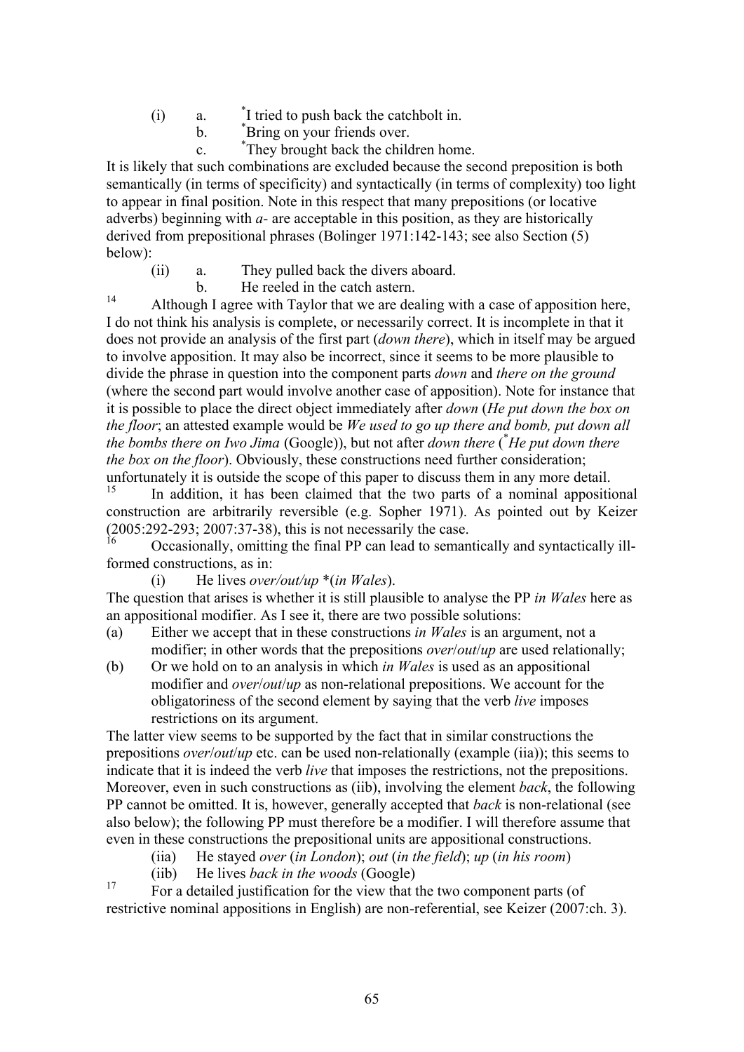(i) a. *I tried to push back the catchbolt in.
b. *Bring on your friends over.
c. *They brought back the children home.

It is likely that such combinations are excluded because the second preposition is both semantically (in terms of specificity) and syntactically (in terms of complexity) too light to appear in final position. Note in this respect that many prepositions (or locative adverbs) beginning with *a-* are acceptable in this position, as they are historically derived from prepositional phrases (Bolinger 1971:142-143; see also Section (5) below):

(ii) a. They pulled back the divers aboard.
b. He reeled in the catch astern.

[14] Although I agree with Taylor that we are dealing with a case of apposition here, I do not think his analysis is complete, or necessarily correct. It is incomplete in that it does not provide an analysis of the first part (*down there*), which in itself may be argued to involve apposition. It may also be incorrect, since it seems to be more plausible to divide the phrase in question into the component parts *down* and *there on the ground* (where the second part would involve another case of apposition). Note for instance that it is possible to place the direct object immediately after *down* (*He put down the box on the floor*; an attested example would be *We used to go up there and bomb, put down all the bombs there on Iwo Jima* (Google)), but not after *down there* (*\*He put down there the box on the floor*). Obviously, these constructions need further consideration; unfortunately it is outside the scope of this paper to discuss them in any more detail.

[15] In addition, it has been claimed that the two parts of a nominal appositional construction are arbitrarily reversible (e.g. Sopher 1971). As pointed out by Keizer (2005:292-293; 2007:37-38), this is not necessarily the case.

[16] Occasionally, omitting the final PP can lead to semantically and syntactically ill-formed constructions, as in:

(i) He lives *over/out/up* *(*in Wales*).

The question that arises is whether it is still plausible to analyse the PP *in Wales* here as an appositional modifier. As I see it, there are two possible solutions:

(a) Either we accept that in these constructions *in Wales* is an argument, not a modifier; in other words that the prepositions *over*/*out*/*up* are used relationally;
(b) Or we hold on to an analysis in which *in Wales* is used as an appositional modifier and *over*/*out*/*up* as non-relational prepositions. We account for the obligatoriness of the second element by saying that the verb *live* imposes restrictions on its argument.

The latter view seems to be supported by the fact that in similar constructions the prepositions *over*/*out*/*up* etc. can be used non-relationally (example (iia)); this seems to indicate that it is indeed the verb *live* that imposes the restrictions, not the prepositions. Moreover, even in such constructions as (iib), involving the element *back*, the following PP cannot be omitted. It is, however, generally accepted that *back* is non-relational (see also below); the following PP must therefore be a modifier. I will therefore assume that even in these constructions the prepositional units are appositional constructions.

(iia) He stayed *over* (*in London*); *out* (*in the field*); *up* (*in his room*)
(iib) He lives *back in the woods* (Google)

[17] For a detailed justification for the view that the two component parts (of restrictive nominal appositions in English) are non-referential, see Keizer (2007:ch. 3).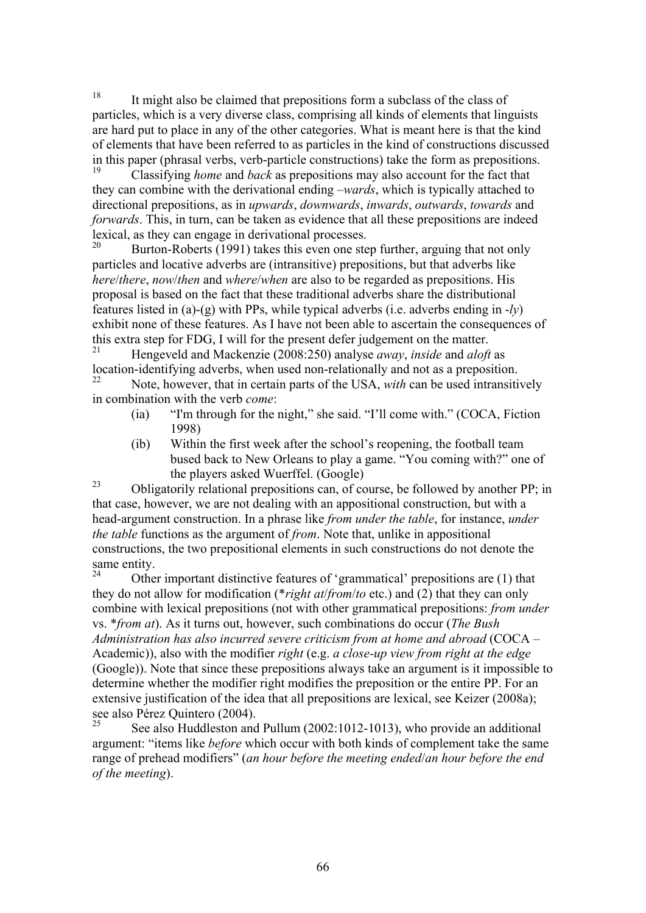[18] It might also be claimed that prepositions form a subclass of the class of particles, which is a very diverse class, comprising all kinds of elements that linguists are hard put to place in any of the other categories. What is meant here is that the kind of elements that have been referred to as particles in the kind of constructions discussed in this paper (phrasal verbs, verb-particle constructions) take the form as prepositions.

[19] Classifying *home* and *back* as prepositions may also account for the fact that they can combine with the derivational ending *–wards*, which is typically attached to directional prepositions, as in *upwards*, *downwards*, *inwards*, *outwards*, *towards* and *forwards*. This, in turn, can be taken as evidence that all these prepositions are indeed lexical, as they can engage in derivational processes.

[20] Burton-Roberts (1991) takes this even one step further, arguing that not only particles and locative adverbs are (intransitive) prepositions, but that adverbs like *here*/*there*, *now*/*then* and *where*/*when* are also to be regarded as prepositions. His proposal is based on the fact that these traditional adverbs share the distributional features listed in (a)-(g) with PPs, while typical adverbs (i.e. adverbs ending in *-ly*) exhibit none of these features. As I have not been able to ascertain the consequences of this extra step for FDG, I will for the present defer judgement on the matter.

[21] Hengeveld and Mackenzie (2008:250) analyse *away*, *inside* and *aloft* as location-identifying adverbs, when used non-relationally and not as a preposition.

[22] Note, however, that in certain parts of the USA, *with* can be used intransitively in combination with the verb *come*:

- (ia) "I'm through for the night," she said. "I'll come with." (COCA, Fiction 1998)
- (ib) Within the first week after the school's reopening, the football team bused back to New Orleans to play a game. "You coming with?" one of the players asked Wuerffel. (Google)

[23] Obligatorily relational prepositions can, of course, be followed by another PP; in that case, however, we are not dealing with an appositional construction, but with a head-argument construction. In a phrase like *from under the table*, for instance, *under the table* functions as the argument of *from*. Note that, unlike in appositional constructions, the two prepositional elements in such constructions do not denote the same entity.

[24] Other important distinctive features of 'grammatical' prepositions are (1) that they do not allow for modification (\**right at*/*from*/*to* etc.) and (2) that they can only combine with lexical prepositions (not with other grammatical prepositions: *from under* vs. \**from at*). As it turns out, however, such combinations do occur (*The Bush Administration has also incurred severe criticism from at home and abroad* (COCA – Academic)), also with the modifier *right* (e.g. *a close-up view from right at the edge* (Google)). Note that since these prepositions always take an argument is it impossible to determine whether the modifier right modifies the preposition or the entire PP. For an extensive justification of the idea that all prepositions are lexical, see Keizer (2008a); see also Pérez Quintero (2004).

[25] See also Huddleston and Pullum (2002:1012-1013), who provide an additional argument: "items like *before* which occur with both kinds of complement take the same range of prehead modifiers" (*an hour before the meeting ended*/*an hour before the end of the meeting*).